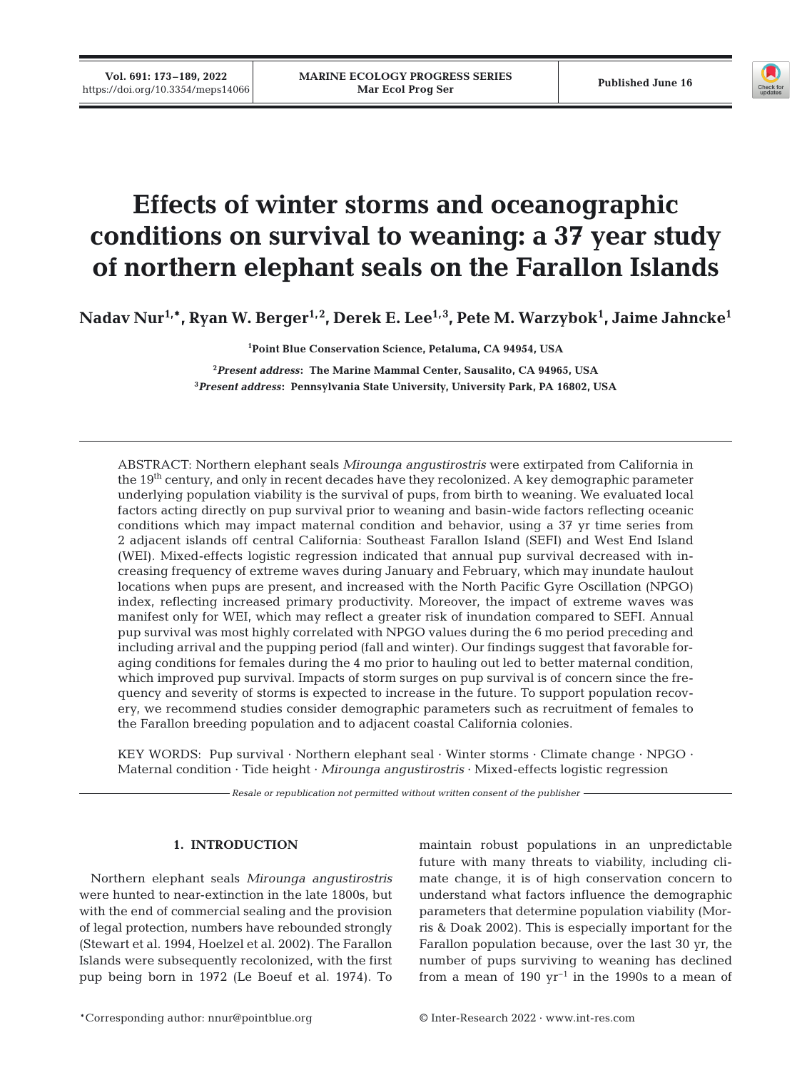# Effects of winter storms and oceanographic conditions on survival to weaning: a 37 year study of northern elephant seals on the Farallon Islands

**Nadav Nur[1,*], Ryan W. Berger[1,2], Derek E. Lee[1,3], Pete M. Warzybok[1], Jaime Jahncke[1]**

[1]Point Blue Conservation Science, Petaluma, CA 94954, USA

[2]*Present address*: The Marine Mammal Center, Sausalito, CA 94965, USA

[3]*Present address*: Pennsylvania State University, University Park, PA 16802, USA

ABSTRACT: Northern elephant seals *Mirounga angustirostris* were extirpated from California in the 19th century, and only in recent decades have they recolonized. A key demographic parameter underlying population viability is the survival of pups, from birth to weaning. We evaluated local factors acting directly on pup survival prior to weaning and basin-wide factors reflecting oceanic conditions which may impact maternal condition and behavior, using a 37 yr time series from 2 adjacent islands off central California: Southeast Farallon Island (SEFI) and West End Island (WEI). Mixed-effects logistic regression indicated that annual pup survival decreased with increasing frequency of extreme waves during January and February, which may inundate haulout locations when pups are present, and increased with the North Pacific Gyre Oscillation (NPGO) index, reflecting increased primary productivity. Moreover, the impact of extreme waves was manifest only for WEI, which may reflect a greater risk of inundation compared to SEFI. Annual pup survival was most highly correlated with NPGO values during the 6 mo period preceding and including arrival and the pupping period (fall and winter). Our findings suggest that favorable foraging conditions for females during the 4 mo prior to hauling out led to better maternal condition, which improved pup survival. Impacts of storm surges on pup survival is of concern since the frequency and severity of storms is expected to increase in the future. To support population recovery, we recommend studies consider demographic parameters such as recruitment of females to the Farallon breeding population and to adjacent coastal California colonies.

KEY WORDS: Pup survival · Northern elephant seal · Winter storms · Climate change · NPGO · Maternal condition · Tide height · *Mirounga angustirostris* · Mixed-effects logistic regression

*Resale or republication not permitted without written consent of the publisher*

## 1. INTRODUCTION

Northern elephant seals *Mirounga angustirostris* were hunted to near-extinction in the late 1800s, but with the end of commercial sealing and the provision of legal protection, numbers have rebounded strongly (Stewart et al. 1994, Hoelzel et al. 2002). The Farallon Islands were subsequently recolonized, with the first pup being born in 1972 (Le Boeuf et al. 1974). To maintain robust populations in an unpredictable future with many threats to viability, including climate change, it is of high conservation concern to understand what factors influence the demographic parameters that determine population viability (Morris & Doak 2002). This is especially important for the Farallon population because, over the last 30 yr, the number of pups surviving to weaning has declined from a mean of 190 $yr^{-1}$ in the 1990s to a mean of

*Corresponding author: nnur@pointblue.org

© Inter-Research 2022 · www.int-res.com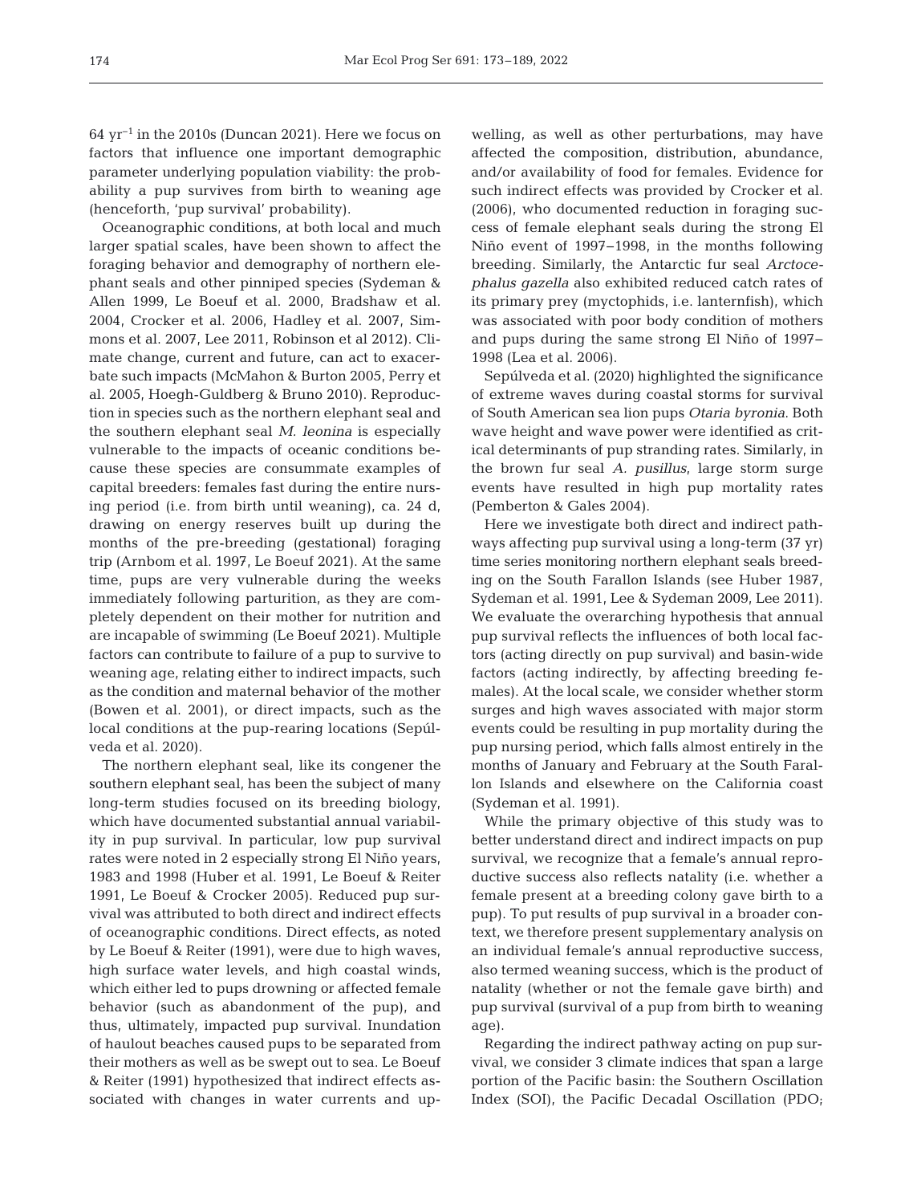64 $yr^{-1}$ in the 2010s (Duncan 2021). Here we focus on factors that influence one important demographic parameter underlying population viability: the probability a pup survives from birth to weaning age (henceforth, 'pup survival' probability).

Oceanographic conditions, at both local and much larger spatial scales, have been shown to affect the foraging behavior and demography of northern elephant seals and other pinniped species (Sydeman & Allen 1999, Le Boeuf et al. 2000, Bradshaw et al. 2004, Crocker et al. 2006, Hadley et al. 2007, Simmons et al. 2007, Lee 2011, Robinson et al 2012). Climate change, current and future, can act to exacerbate such impacts (McMahon & Burton 2005, Perry et al. 2005, Hoegh-Guldberg & Bruno 2010). Reproduction in species such as the northern elephant seal and the southern elephant seal *M. leonina* is especially vulnerable to the impacts of oceanic conditions because these species are consummate examples of capital breeders: females fast during the entire nursing period (i.e. from birth until weaning), ca. 24 d, drawing on energy reserves built up during the months of the pre-breeding (gestational) foraging trip (Arnbom et al. 1997, Le Boeuf 2021). At the same time, pups are very vulnerable during the weeks immediately following parturition, as they are completely dependent on their mother for nutrition and are incapable of swimming (Le Boeuf 2021). Multiple factors can contribute to failure of a pup to survive to weaning age, relating either to indirect impacts, such as the condition and maternal behavior of the mother (Bowen et al. 2001), or direct impacts, such as the local conditions at the pup-rearing locations (Sepúlveda et al. 2020).

The northern elephant seal, like its congener the southern elephant seal, has been the subject of many long-term studies focused on its breeding biology, which have documented substantial annual variability in pup survival. In particular, low pup survival rates were noted in 2 especially strong El Niño years, 1983 and 1998 (Huber et al. 1991, Le Boeuf & Reiter 1991, Le Boeuf & Crocker 2005). Reduced pup survival was attributed to both direct and indirect effects of oceanographic conditions. Direct effects, as noted by Le Boeuf & Reiter (1991), were due to high waves, high surface water levels, and high coastal winds, which either led to pups drowning or affected female behavior (such as abandonment of the pup), and thus, ultimately, impacted pup survival. Inundation of haulout beaches caused pups to be separated from their mothers as well as be swept out to sea. Le Boeuf & Reiter (1991) hypothesized that indirect effects associated with changes in water currents and upwelling, as well as other perturbations, may have affected the composition, distribution, abundance, and/or availability of food for females. Evidence for such indirect effects was provided by Crocker et al. (2006), who documented reduction in foraging success of female elephant seals during the strong El Niño event of 1997–1998, in the months following breeding. Similarly, the Antarctic fur seal *Arctocephalus gazella* also exhibited reduced catch rates of its primary prey (myctophids, i.e. lanternfish), which was associated with poor body condition of mothers and pups during the same strong El Niño of 1997–1998 (Lea et al. 2006).

Sepúlveda et al. (2020) highlighted the significance of extreme waves during coastal storms for survival of South American sea lion pups *Otaria byronia*. Both wave height and wave power were identified as critical determinants of pup stranding rates. Similarly, in the brown fur seal *A. pusillus*, large storm surge events have resulted in high pup mortality rates (Pemberton & Gales 2004).

Here we investigate both direct and indirect pathways affecting pup survival using a long-term (37 yr) time series monitoring northern elephant seals breeding on the South Farallon Islands (see Huber 1987, Sydeman et al. 1991, Lee & Sydeman 2009, Lee 2011). We evaluate the overarching hypothesis that annual pup survival reflects the influences of both local factors (acting directly on pup survival) and basin-wide factors (acting indirectly, by affecting breeding females). At the local scale, we consider whether storm surges and high waves associated with major storm events could be resulting in pup mortality during the pup nursing period, which falls almost entirely in the months of January and February at the South Farallon Islands and elsewhere on the California coast (Sydeman et al. 1991).

While the primary objective of this study was to better understand direct and indirect impacts on pup survival, we recognize that a female's annual reproductive success also reflects natality (i.e. whether a female present at a breeding colony gave birth to a pup). To put results of pup survival in a broader context, we therefore present supplementary analysis on an individual female's annual reproductive success, also termed weaning success, which is the product of natality (whether or not the female gave birth) and pup survival (survival of a pup from birth to weaning age).

Regarding the indirect pathway acting on pup survival, we consider 3 climate indices that span a large portion of the Pacific basin: the Southern Oscillation Index (SOI), the Pacific Decadal Oscillation (PDO;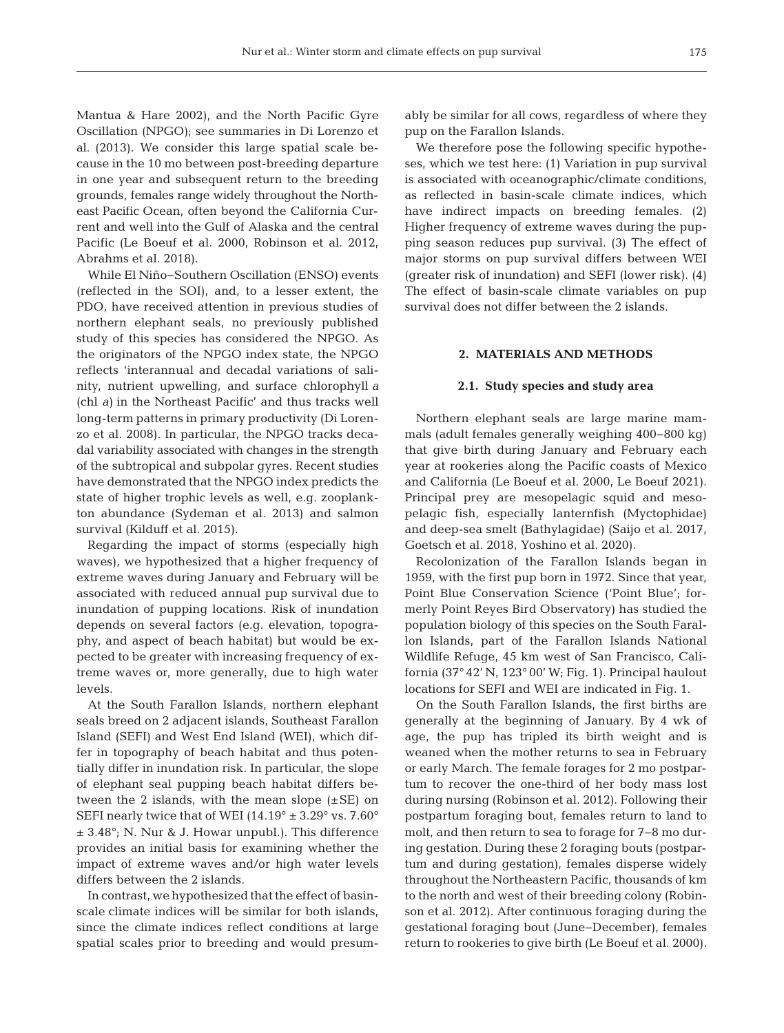Mantua & Hare 2002), and the North Pacific Gyre Oscillation (NPGO); see summaries in Di Lorenzo et al. (2013). We consider this large spatial scale because in the 10 mo between post-breeding departure in one year and subsequent return to the breeding grounds, females range widely throughout the Northeast Pacific Ocean, often beyond the California Current and well into the Gulf of Alaska and the central Pacific (Le Boeuf et al. 2000, Robinson et al. 2012, Abrahms et al. 2018).

While El Niño−Southern Oscillation (ENSO) events (reflected in the SOI), and, to a lesser extent, the PDO, have received attention in previous studies of northern elephant seals, no previously published study of this species has considered the NPGO. As the originators of the NPGO index state, the NPGO reflects 'interannual and decadal variations of salinity, nutrient upwelling, and surface chlorophyll *a* (chl *a*) in the Northeast Pacific' and thus tracks well long-term patterns in primary productivity (Di Lorenzo et al. 2008). In particular, the NPGO tracks decadal variability associated with changes in the strength of the subtropical and subpolar gyres. Recent studies have demonstrated that the NPGO index predicts the state of higher trophic levels as well, e.g. zooplankton abundance (Sydeman et al. 2013) and salmon survival (Kilduff et al. 2015).

Regarding the impact of storms (especially high waves), we hypothesized that a higher frequency of extreme waves during January and February will be associated with reduced annual pup survival due to inundation of pupping locations. Risk of inundation depends on several factors (e.g. elevation, topography, and aspect of beach habitat) but would be expected to be greater with increasing frequency of extreme waves or, more generally, due to high water levels.

At the South Farallon Islands, northern elephant seals breed on 2 adjacent islands, Southeast Farallon Island (SEFI) and West End Island (WEI), which differ in topography of beach habitat and thus potentially differ in inundation risk. In particular, the slope of elephant seal pupping beach habitat differs between the 2 islands, with the mean slope (±SE) on SEFI nearly twice that of WEI (14.19° ± 3.29° vs. 7.60° ± 3.48°; N. Nur & J. Howar unpubl.). This difference provides an initial basis for examining whether the impact of extreme waves and/or high water levels differs between the 2 islands.

In contrast, we hypothesized that the effect of basin-scale climate indices will be similar for both islands, since the climate indices reflect conditions at large spatial scales prior to breeding and would presumably be similar for all cows, regardless of where they pup on the Farallon Islands.

We therefore pose the following specific hypotheses, which we test here: (1) Variation in pup survival is associated with oceanographic/climate conditions, as reflected in basin-scale climate indices, which have indirect impacts on breeding females. (2) Higher frequency of extreme waves during the pupping season reduces pup survival. (3) The effect of major storms on pup survival differs between WEI (greater risk of inundation) and SEFI (lower risk). (4) The effect of basin-scale climate variables on pup survival does not differ between the 2 islands.

## 2. MATERIALS AND METHODS

### 2.1. Study species and study area

Northern elephant seals are large marine mammals (adult females generally weighing 400−800 kg) that give birth during January and February each year at rookeries along the Pacific coasts of Mexico and California (Le Boeuf et al. 2000, Le Boeuf 2021). Principal prey are mesopelagic squid and mesopelagic fish, especially lanternfish (Myctophidae) and deep-sea smelt (Bathylagidae) (Saijo et al. 2017, Goetsch et al. 2018, Yoshino et al. 2020).

Recolonization of the Farallon Islands began in 1959, with the first pup born in 1972. Since that year, Point Blue Conservation Science ('Point Blue'; formerly Point Reyes Bird Observatory) has studied the population biology of this species on the South Farallon Islands, part of the Farallon Islands National Wildlife Refuge, 45 km west of San Francisco, California (37° 42′ N, 123° 00′ W; Fig. 1). Principal haulout locations for SEFI and WEI are indicated in Fig. 1.

On the South Farallon Islands, the first births are generally at the beginning of January. By 4 wk of age, the pup has tripled its birth weight and is weaned when the mother returns to sea in February or early March. The female forages for 2 mo postpartum to recover the one-third of her body mass lost during nursing (Robinson et al. 2012). Following their postpartum foraging bout, females return to land to molt, and then return to sea to forage for 7−8 mo during gestation. During these 2 foraging bouts (postpartum and during gestation), females disperse widely throughout the Northeastern Pacific, thousands of km to the north and west of their breeding colony (Robinson et al. 2012). After continuous foraging during the gestational foraging bout (June−December), females return to rookeries to give birth (Le Boeuf et al. 2000).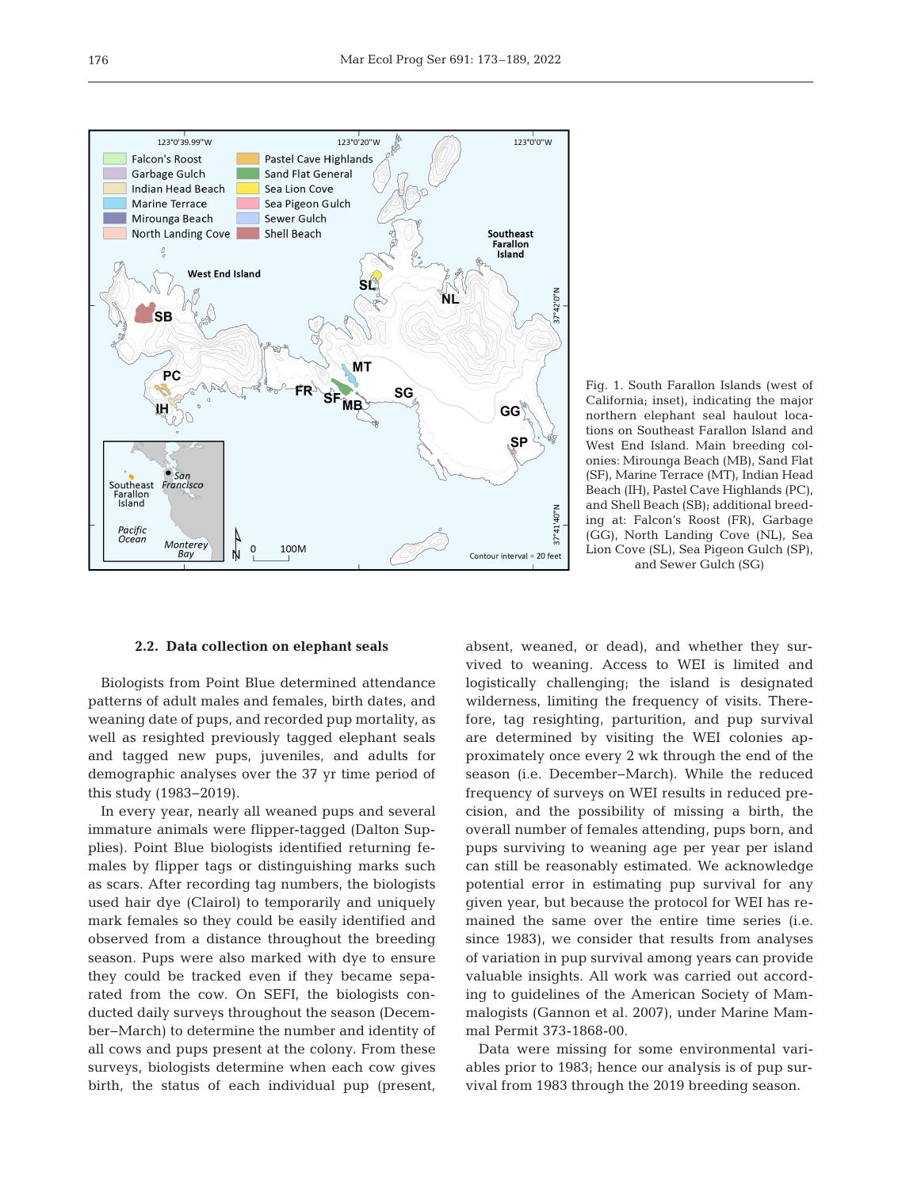123°0'39.99"W
123°0'20"W
123°0'0"W
37°42'0"N
37°41'40"N

Falcon's Roost
Garbage Gulch
Indian Head Beach
Marine Terrace
Mirounga Beach
North Landing Cove
Pastel Cave Highlands
Sand Flat General
Sea Lion Cove
Sea Pigeon Gulch
Sewer Gulch
Shell Beach

Southeast Farallon Island
West End Island
SL
NL
SB
PC
IH
FR
SF
MT
MB
SG
GG
SP

Southeast Farallon Island
San Francisco
Pacific Ocean
Monterey Bay
N
0 100M
Contour interval = 20 feet

Fig. 1. South Farallon Islands (west of California; inset), indicating the major northern elephant seal haulout locations on Southeast Farallon Island and West End Island. Main breeding colonies: Mirounga Beach (MB), Sand Flat (SF), Marine Terrace (MT), Indian Head Beach (IH), Pastel Cave Highlands (PC), and Shell Beach (SB); additional breeding at: Falcon's Roost (FR), Garbage (GG), North Landing Cove (NL), Sea Lion Cove (SL), Sea Pigeon Gulch (SP), and Sewer Gulch (SG)

### 2.2. Data collection on elephant seals

Biologists from Point Blue determined attendance patterns of adult males and females, birth dates, and weaning date of pups, and recorded pup mortality, as well as resighted previously tagged elephant seals and tagged new pups, juveniles, and adults for demographic analyses over the 37 yr time period of this study (1983–2019).

In every year, nearly all weaned pups and several immature animals were flipper-tagged (Dalton Supplies). Point Blue biologists identified returning females by flipper tags or distinguishing marks such as scars. After recording tag numbers, the biologists used hair dye (Clairol) to temporarily and uniquely mark females so they could be easily identified and observed from a distance throughout the breeding season. Pups were also marked with dye to ensure they could be tracked even if they became separated from the cow. On SEFI, the biologists conducted daily surveys throughout the season (December–March) to determine the number and identity of all cows and pups present at the colony. From these surveys, biologists determine when each cow gives birth, the status of each individual pup (present, absent, weaned, or dead), and whether they survived to weaning. Access to WEI is limited and logistically challenging; the island is designated wilderness, limiting the frequency of visits. Therefore, tag resighting, parturition, and pup survival are determined by visiting the WEI colonies approximately once every 2 wk through the end of the season (i.e. December–March). While the reduced frequency of surveys on WEI results in reduced precision, and the possibility of missing a birth, the overall number of females attending, pups born, and pups surviving to weaning age per year per island can still be reasonably estimated. We acknowledge potential error in estimating pup survival for any given year, but because the protocol for WEI has remained the same over the entire time series (i.e. since 1983), we consider that results from analyses of variation in pup survival among years can provide valuable insights. All work was carried out according to guidelines of the American Society of Mammalogists (Gannon et al. 2007), under Marine Mammal Permit 373-1868-00.

Data were missing for some environmental variables prior to 1983; hence our analysis is of pup survival from 1983 through the 2019 breeding season.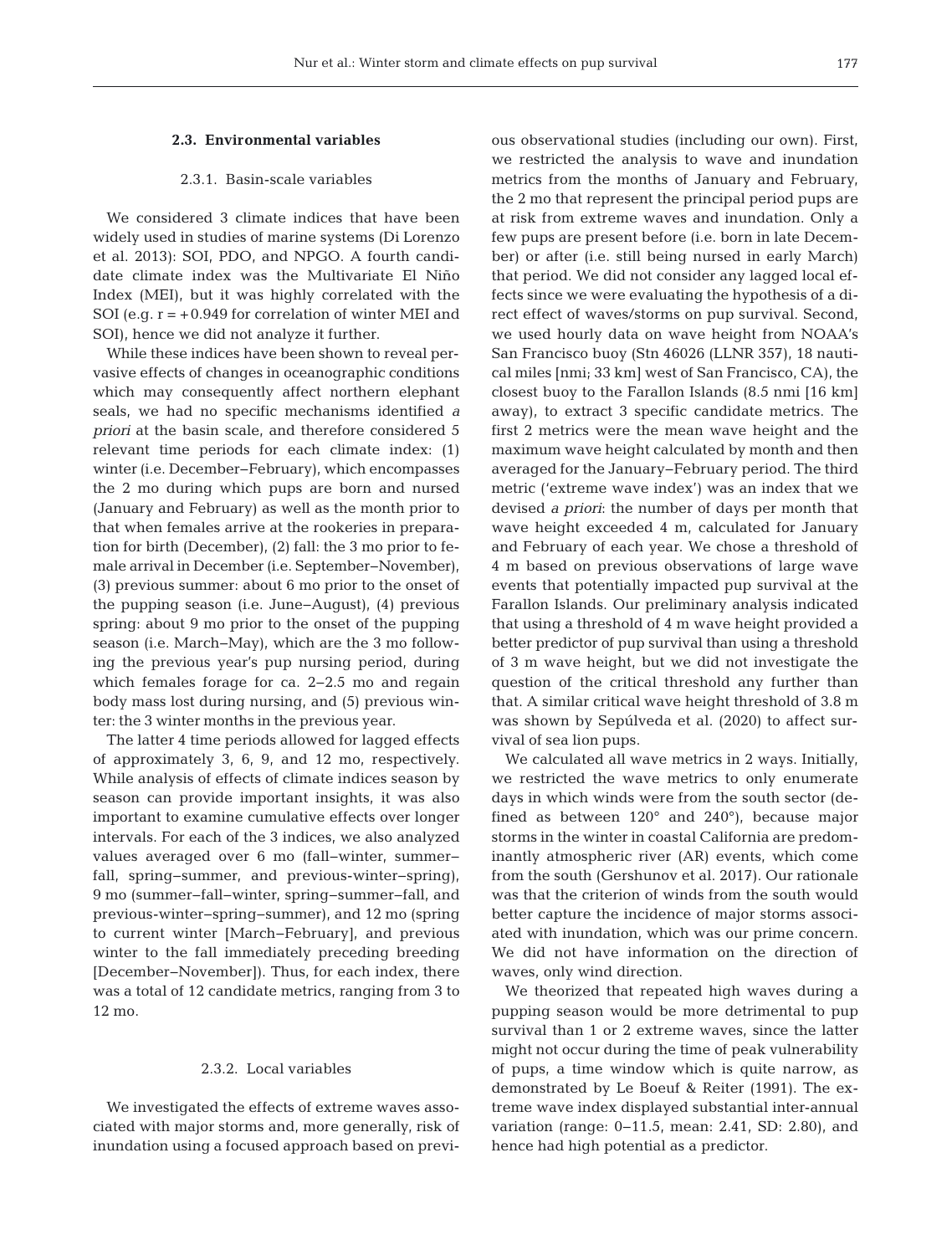### 2.3. Environmental variables

#### 2.3.1. Basin-scale variables

We considered 3 climate indices that have been widely used in studies of marine systems (Di Lorenzo et al. 2013): SOI, PDO, and NPGO. A fourth candidate climate index was the Multivariate El Niño Index (MEI), but it was highly correlated with the SOI (e.g. $r = +0.949$ for correlation of winter MEI and SOI), hence we did not analyze it further.

While these indices have been shown to reveal pervasive effects of changes in oceanographic conditions which may consequently affect northern elephant seals, we had no specific mechanisms identified *a priori* at the basin scale, and therefore considered 5 relevant time periods for each climate index: (1) winter (i.e. December–February), which encompasses the 2 mo during which pups are born and nursed (January and February) as well as the month prior to that when females arrive at the rookeries in preparation for birth (December), (2) fall: the 3 mo prior to female arrival in December (i.e. September–November), (3) previous summer: about 6 mo prior to the onset of the pupping season (i.e. June–August), (4) previous spring: about 9 mo prior to the onset of the pupping season (i.e. March–May), which are the 3 mo following the previous year's pup nursing period, during which females forage for ca. 2–2.5 mo and regain body mass lost during nursing, and (5) previous winter: the 3 winter months in the previous year.

The latter 4 time periods allowed for lagged effects of approximately 3, 6, 9, and 12 mo, respectively. While analysis of effects of climate indices season by season can provide important insights, it was also important to examine cumulative effects over longer intervals. For each of the 3 indices, we also analyzed values averaged over 6 mo (fall–winter, summer–fall, spring–summer, and previous-winter–spring), 9 mo (summer–fall–winter, spring–summer–fall, and previous-winter–spring–summer), and 12 mo (spring to current winter [March–February], and previous winter to the fall immediately preceding breeding [December–November]). Thus, for each index, there was a total of 12 candidate metrics, ranging from 3 to 12 mo.

#### 2.3.2. Local variables

We investigated the effects of extreme waves associated with major storms and, more generally, risk of inundation using a focused approach based on previous observational studies (including our own). First, we restricted the analysis to wave and inundation metrics from the months of January and February, the 2 mo that represent the principal period pups are at risk from extreme waves and inundation. Only a few pups are present before (i.e. born in late December) or after (i.e. still being nursed in early March) that period. We did not consider any lagged local effects since we were evaluating the hypothesis of a direct effect of waves/storms on pup survival. Second, we used hourly data on wave height from NOAA's San Francisco buoy (Stn 46026 (LLNR 357), 18 nautical miles [nmi; 33 km] west of San Francisco, CA), the closest buoy to the Farallon Islands (8.5 nmi [16 km] away), to extract 3 specific candidate metrics. The first 2 metrics were the mean wave height and the maximum wave height calculated by month and then averaged for the January–February period. The third metric ('extreme wave index') was an index that we devised *a priori*: the number of days per month that wave height exceeded 4 m, calculated for January and February of each year. We chose a threshold of 4 m based on previous observations of large wave events that potentially impacted pup survival at the Farallon Islands. Our preliminary analysis indicated that using a threshold of 4 m wave height provided a better predictor of pup survival than using a threshold of 3 m wave height, but we did not investigate the question of the critical threshold any further than that. A similar critical wave height threshold of 3.8 m was shown by Sepúlveda et al. (2020) to affect survival of sea lion pups.

We calculated all wave metrics in 2 ways. Initially, we restricted the wave metrics to only enumerate days in which winds were from the south sector (defined as between 120° and 240°), because major storms in the winter in coastal California are predominantly atmospheric river (AR) events, which come from the south (Gershunov et al. 2017). Our rationale was that the criterion of winds from the south would better capture the incidence of major storms associated with inundation, which was our prime concern. We did not have information on the direction of waves, only wind direction.

We theorized that repeated high waves during a pupping season would be more detrimental to pup survival than 1 or 2 extreme waves, since the latter might not occur during the time of peak vulnerability of pups, a time window which is quite narrow, as demonstrated by Le Boeuf & Reiter (1991). The extreme wave index displayed substantial inter-annual variation (range: 0–11.5, mean: 2.41, SD: 2.80), and hence had high potential as a predictor.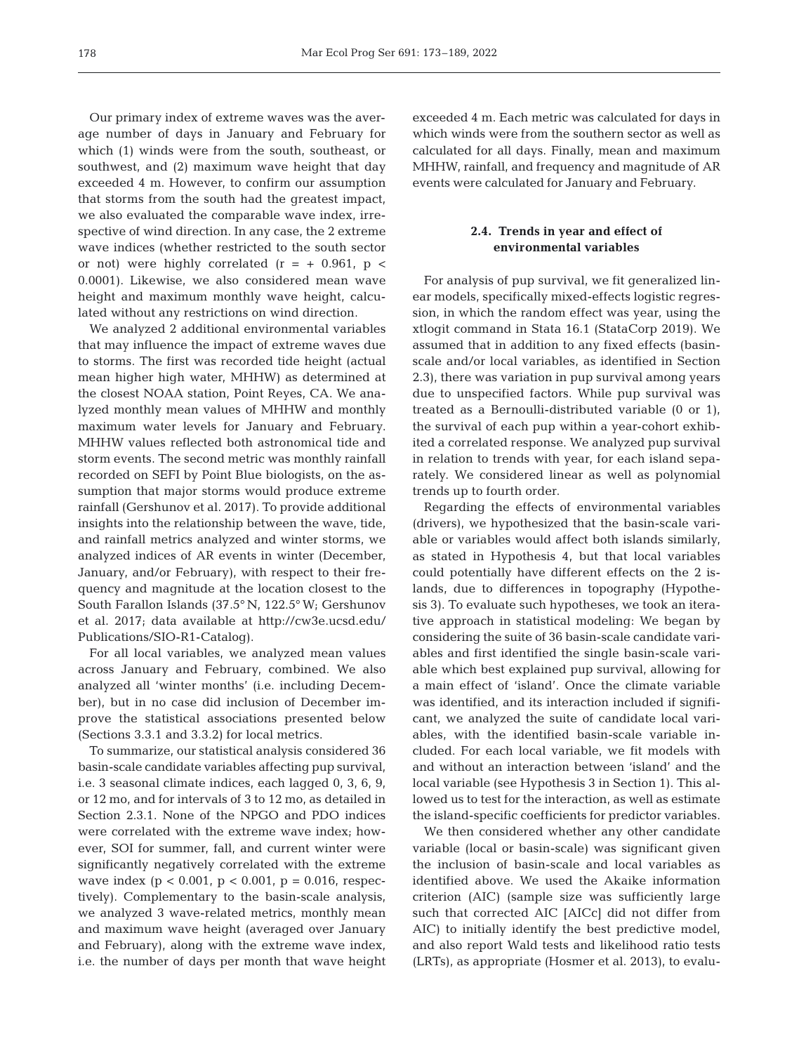Our primary index of extreme waves was the average number of days in January and February for which (1) winds were from the south, southeast, or southwest, and (2) maximum wave height that day exceeded 4 m. However, to confirm our assumption that storms from the south had the greatest impact, we also evaluated the comparable wave index, irrespective of wind direction. In any case, the 2 extreme wave indices (whether restricted to the south sector or not) were highly correlated ($r = +0.961$, $p < 0.0001$). Likewise, we also considered mean wave height and maximum monthly wave height, calculated without any restrictions on wind direction.

We analyzed 2 additional environmental variables that may influence the impact of extreme waves due to storms. The first was recorded tide height (actual mean higher high water, MHHW) as determined at the closest NOAA station, Point Reyes, CA. We analyzed monthly mean values of MHHW and monthly maximum water levels for January and February. MHHW values reflected both astronomical tide and storm events. The second metric was monthly rainfall recorded on SEFI by Point Blue biologists, on the assumption that major storms would produce extreme rainfall (Gershunov et al. 2017). To provide additional insights into the relationship between the wave, tide, and rainfall metrics analyzed and winter storms, we analyzed indices of AR events in winter (December, January, and/or February), with respect to their frequency and magnitude at the location closest to the South Farallon Islands (37.5° N, 122.5° W; Gershunov et al. 2017; data available at http://cw3e.ucsd.edu/Publications/SIO-R1-Catalog).

For all local variables, we analyzed mean values across January and February, combined. We also analyzed all 'winter months' (i.e. including December), but in no case did inclusion of December improve the statistical associations presented below (Sections 3.3.1 and 3.3.2) for local metrics.

To summarize, our statistical analysis considered 36 basin-scale candidate variables affecting pup survival, i.e. 3 seasonal climate indices, each lagged 0, 3, 6, 9, or 12 mo, and for intervals of 3 to 12 mo, as detailed in Section 2.3.1. None of the NPGO and PDO indices were correlated with the extreme wave index; however, SOI for summer, fall, and current winter were significantly negatively correlated with the extreme wave index ($p < 0.001$, $p < 0.001$, $p = 0.016$, respectively). Complementary to the basin-scale analysis, we analyzed 3 wave-related metrics, monthly mean and maximum wave height (averaged over January and February), along with the extreme wave index, i.e. the number of days per month that wave height exceeded 4 m. Each metric was calculated for days in which winds were from the southern sector as well as calculated for all days. Finally, mean and maximum MHHW, rainfall, and frequency and magnitude of AR events were calculated for January and February.

### 2.4. Trends in year and effect of environmental variables

For analysis of pup survival, we fit generalized linear models, specifically mixed-effects logistic regression, in which the random effect was year, using the xtlogit command in Stata 16.1 (StataCorp 2019). We assumed that in addition to any fixed effects (basin-scale and/or local variables, as identified in Section 2.3), there was variation in pup survival among years due to unspecified factors. While pup survival was treated as a Bernoulli-distributed variable (0 or 1), the survival of each pup within a year-cohort exhibited a correlated response. We analyzed pup survival in relation to trends with year, for each island separately. We considered linear as well as polynomial trends up to fourth order.

Regarding the effects of environmental variables (drivers), we hypothesized that the basin-scale variable or variables would affect both islands similarly, as stated in Hypothesis 4, but that local variables could potentially have different effects on the 2 islands, due to differences in topography (Hypothesis 3). To evaluate such hypotheses, we took an iterative approach in statistical modeling: We began by considering the suite of 36 basin-scale candidate variables and first identified the single basin-scale variable which best explained pup survival, allowing for a main effect of 'island'. Once the climate variable was identified, and its interaction included if significant, we analyzed the suite of candidate local variables, with the identified basin-scale variable included. For each local variable, we fit models with and without an interaction between 'island' and the local variable (see Hypothesis 3 in Section 1). This allowed us to test for the interaction, as well as estimate the island-specific coefficients for predictor variables.

We then considered whether any other candidate variable (local or basin-scale) was significant given the inclusion of basin-scale and local variables as identified above. We used the Akaike information criterion (AIC) (sample size was sufficiently large such that corrected AIC [AICc] did not differ from AIC) to initially identify the best predictive model, and also report Wald tests and likelihood ratio tests (LRTs), as appropriate (Hosmer et al. 2013), to evalu-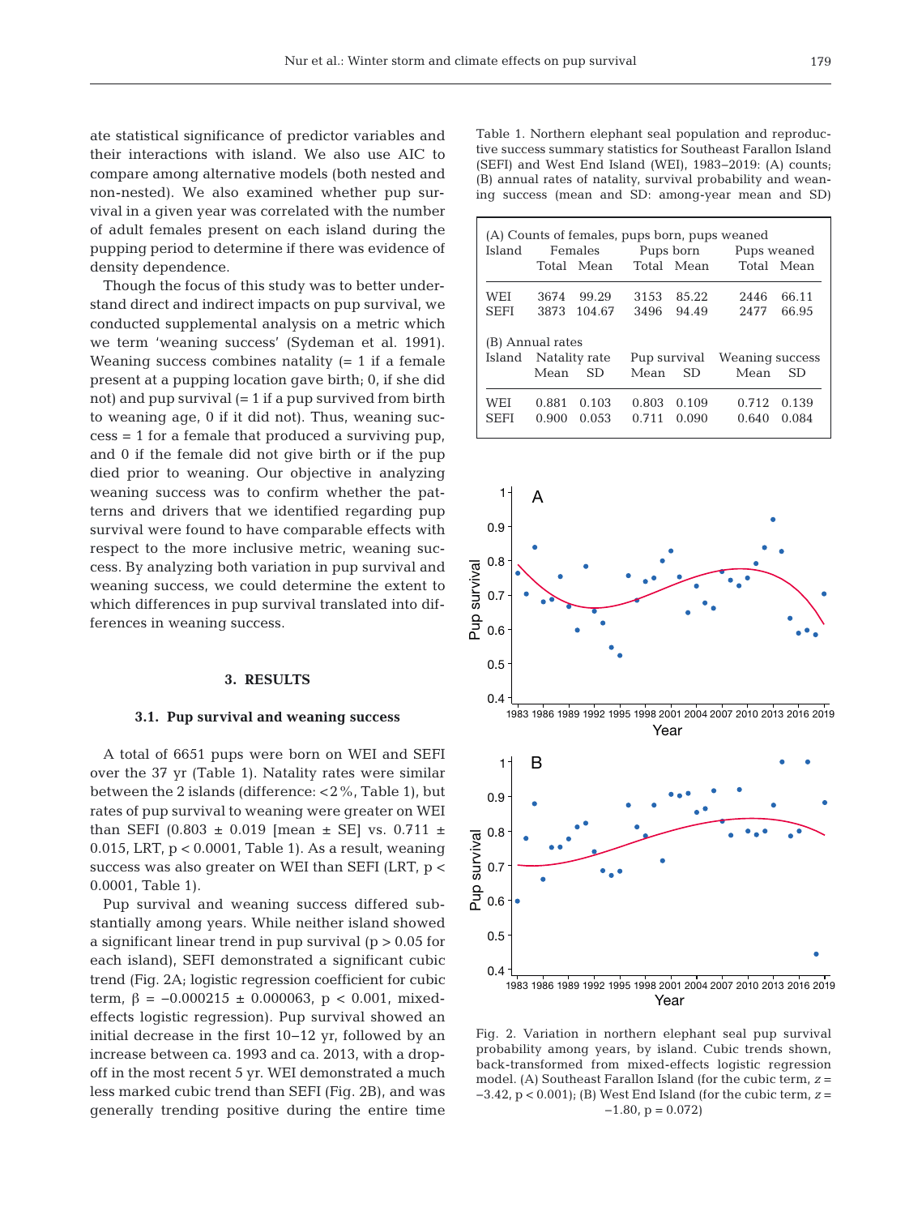ate statistical significance of predictor variables and their interactions with island. We also use AIC to compare among alternative models (both nested and non-nested). We also examined whether pup survival in a given year was correlated with the number of adult females present on each island during the pupping period to determine if there was evidence of density dependence.

Though the focus of this study was to better understand direct and indirect impacts on pup survival, we conducted supplemental analysis on a metric which we term 'weaning success' (Sydeman et al. 1991). Weaning success combines natality (= 1 if a female present at a pupping location gave birth; 0, if she did not) and pup survival (= 1 if a pup survived from birth to weaning age, 0 if it did not). Thus, weaning success = 1 for a female that produced a surviving pup, and 0 if the female did not give birth or if the pup died prior to weaning. Our objective in analyzing weaning success was to confirm whether the patterns and drivers that we identified regarding pup survival were found to have comparable effects with respect to the more inclusive metric, weaning success. By analyzing both variation in pup survival and weaning success, we could determine the extent to which differences in pup survival translated into differences in weaning success.

## 3. RESULTS

### 3.1. Pup survival and weaning success

A total of 6651 pups were born on WEI and SEFI over the 37 yr (Table 1). Natality rates were similar between the 2 islands (difference: <2%, Table 1), but rates of pup survival to weaning were greater on WEI than SEFI (0.803 ± 0.019 [mean ± SE] vs. 0.711 ± 0.015, LRT, $p < 0.0001$, Table 1). As a result, weaning success was also greater on WEI than SEFI (LRT, $p < 0.0001$, Table 1).

Pup survival and weaning success differed substantially among years. While neither island showed a significant linear trend in pup survival ($p > 0.05$ for each island), SEFI demonstrated a significant cubic trend (Fig. 2A; logistic regression coefficient for cubic term, $\beta = -0.000215 \pm 0.000063$, $p < 0.001$, mixed-effects logistic regression). Pup survival showed an initial decrease in the first 10–12 yr, followed by an increase between ca. 1993 and ca. 2013, with a drop-off in the most recent 5 yr. WEI demonstrated a much less marked cubic trend than SEFI (Fig. 2B), and was generally trending positive during the entire time

Table 1. Northern elephant seal population and reproductive success summary statistics for Southeast Farallon Island (SEFI) and West End Island (WEI), 1983–2019: (A) counts; (B) annual rates of natality, survival probability and weaning success (mean and SD: among-year mean and SD)

(A) Counts of females, pups born, pups weaned

| Island | Females | | Pups born | | Pups weaned | |
|---|---|---|---|---|---|---|
| | Total | Mean | Total | Mean | Total | Mean |
| WEI | 3674 | 99.29 | 3153 | 85.22 | 2446 | 66.11 |
| SEFI | 3873 | 104.67 | 3496 | 94.49 | 2477 | 66.95 |

(B) Annual rates

| Island | Natality rate | | Pup survival | | Weaning success | |
|---|---|---|---|---|---|---|
| | Mean | SD | Mean | SD | Mean | SD |
| WEI | 0.881 | 0.103 | 0.803 | 0.109 | 0.712 | 0.139 |
| SEFI | 0.900 | 0.053 | 0.711 | 0.090 | 0.640 | 0.084 |

Fig. 2. Variation in northern elephant seal pup survival probability among years, by island. Cubic trends shown, back-transformed from mixed-effects logistic regression model. (A) Southeast Farallon Island (for the cubic term, $z = -3.42$, $p < 0.001$); (B) West End Island (for the cubic term, $z = -1.80$, $p = 0.072$)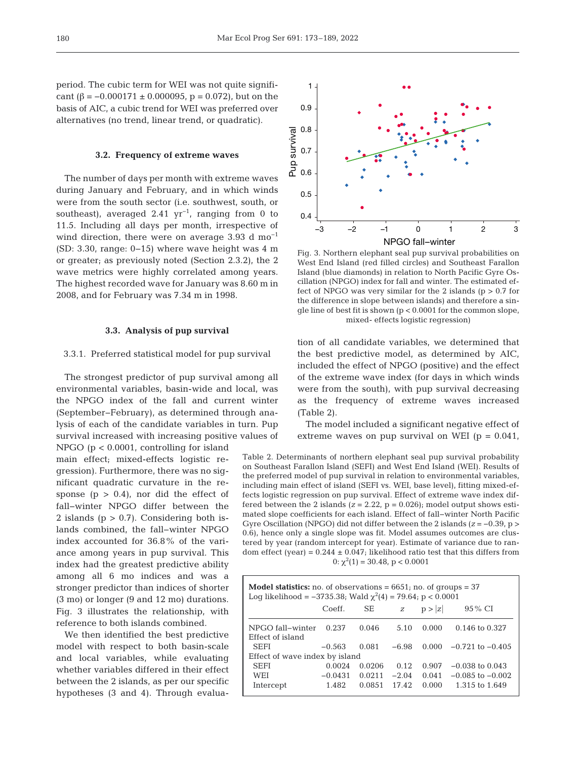period. The cubic term for WEI was not quite significant ($\beta = -0.000171 \pm 0.000095$, $p = 0.072$), but on the basis of AIC, a cubic trend for WEI was preferred over alternatives (no trend, linear trend, or quadratic).

### 3.2. Frequency of extreme waves

The number of days per month with extreme waves during January and February, and in which winds were from the south sector (i.e. southwest, south, or southeast), averaged 2.41 $yr^{-1}$, ranging from 0 to 11.5. Including all days per month, irrespective of wind direction, there were on average 3.93 d $mo^{-1}$ (SD: 3.30, range: 0–15) where wave height was 4 m or greater; as previously noted (Section 2.3.2), the 2 wave metrics were highly correlated among years. The highest recorded wave for January was 8.60 m in 2008, and for February was 7.34 m in 1998.

### 3.3. Analysis of pup survival

#### 3.3.1. Preferred statistical model for pup survival

The strongest predictor of pup survival among all environmental variables, basin-wide and local, was the NPGO index of the fall and current winter (September–February), as determined through analysis of each of the candidate variables in turn. Pup survival increased with increasing positive values of NPGO ($p < 0.0001$, controlling for island main effect; mixed-effects logistic regression). Furthermore, there was no significant quadratic curvature in the response ($p > 0.4$), nor did the effect of fall–winter NPGO differ between the 2 islands ($p > 0.7$). Considering both islands combined, the fall–winter NPGO index accounted for 36.8% of the variance among years in pup survival. This index had the greatest predictive ability among all 6 mo indices and was a stronger predictor than indices of shorter (3 mo) or longer (9 and 12 mo) durations. Fig. 3 illustrates the relationship, with reference to both islands combined.

We then identified the best predictive model with respect to both basin-scale and local variables, while evaluating whether variables differed in their effect between the 2 islands, as per our specific hypotheses (3 and 4). Through evaluation of all candidate variables, we determined that the best predictive model, as determined by AIC, included the effect of NPGO (positive) and the effect of the extreme wave index (for days in which winds were from the south), with pup survival decreasing as the frequency of extreme waves increased (Table 2).

The model included a significant negative effect of extreme waves on pup survival on WEI ($p = 0.041$,

Pup survival
1
0.9
0.8
0.7
0.6
0.5
0.4
−3 −2 −1 0 1 2 3
NPGO fall–winter

Fig. 3. Northern elephant seal pup survival probabilities on West End Island (red filled circles) and Southeast Farallon Island (blue diamonds) in relation to North Pacific Gyre Oscillation (NPGO) index for fall and winter. The estimated effect of NPGO was very similar for the 2 islands ($p > 0.7$ for the difference in slope between islands) and therefore a single line of best fit is shown ($p < 0.0001$ for the common slope, mixed- effects logistic regression)

Table 2. Determinants of northern elephant seal pup survival probability on Southeast Farallon Island (SEFI) and West End Island (WEI). Results of the preferred model of pup survival in relation to environmental variables, including main effect of island (SEFI vs. WEI, base level), fitting mixed-effects logistic regression on pup survival. Effect of extreme wave index differed between the 2 islands ($z = 2.22$, $p = 0.026$); model output shows estimated slope coefficients for each island. Effect of fall–winter North Pacific Gyre Oscillation (NPGO) did not differ between the 2 islands ($z = -0.39$, $p > 0.6$), hence only a single slope was fit. Model assumes outcomes are clustered by year (random intercept for year). Estimate of variance due to random effect (year) = 0.244 ± 0.047; likelihood ratio test that this differs from 0: $\chi^2(1) = 30.48$, $p < 0.0001$

**Model statistics:** no. of observations = 6651; no. of groups = 37
Log likelihood = −3735.38; Wald $\chi^2(4) = 79.64$; $p < 0.0001$

| | Coeff. | SE | $z$ | $p > \lvert z \rvert$ | 95% CI |
|---|---|---|---|---|---|
| NPGO fall–winter | 0.237 | 0.046 | 5.10 | 0.000 | 0.146 to 0.327 |
| Effect of island | | | | | |
| SEFI | −0.563 | 0.081 | −6.98 | 0.000 | −0.721 to −0.405 |
| Effect of wave index by island | | | | | |
| SEFI | 0.0024 | 0.0206 | 0.12 | 0.907 | −0.038 to 0.043 |
| WEI | −0.0431 | 0.0211 | −2.04 | 0.041 | −0.085 to −0.002 |
| Intercept | 1.482 | 0.0851 | 17.42 | 0.000 | 1.315 to 1.649 |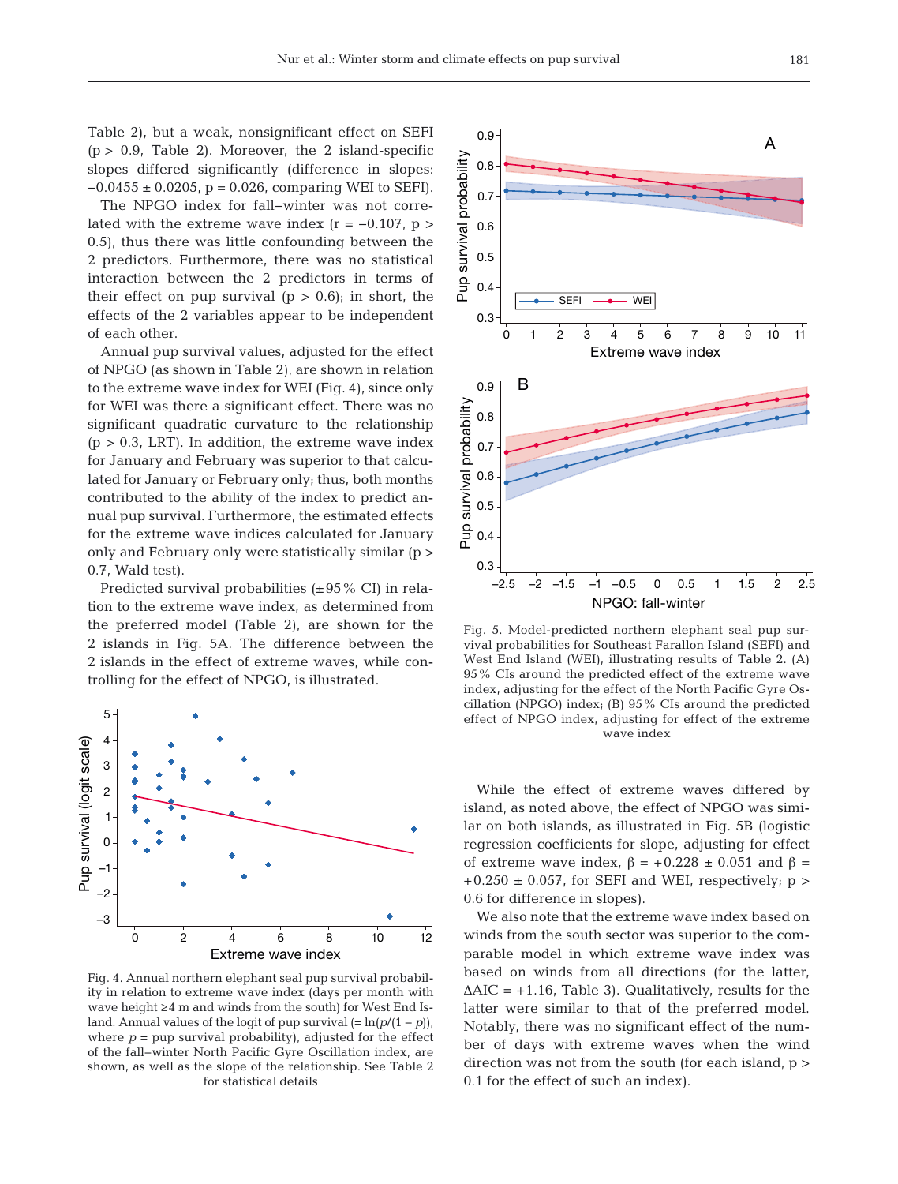Table 2), but a weak, nonsignificant effect on SEFI ($p > 0.9$, Table 2). Moreover, the 2 island-specific slopes differed significantly (difference in slopes: $-0.0455 \pm 0.0205$, $p = 0.026$, comparing WEI to SEFI).

The NPGO index for fall–winter was not correlated with the extreme wave index ($r = -0.107$, $p > 0.5$), thus there was little confounding between the 2 predictors. Furthermore, there was no statistical interaction between the 2 predictors in terms of their effect on pup survival ($p > 0.6$); in short, the effects of the 2 variables appear to be independent of each other.

Annual pup survival values, adjusted for the effect of NPGO (as shown in Table 2), are shown in relation to the extreme wave index for WEI (Fig. 4), since only for WEI was there a significant effect. There was no significant quadratic curvature to the relationship ($p > 0.3$, LRT). In addition, the extreme wave index for January and February was superior to that calculated for January or February only; thus, both months contributed to the ability of the index to predict annual pup survival. Furthermore, the estimated effects for the extreme wave indices calculated for January only and February only were statistically similar ($p > 0.7$, Wald test).

Predicted survival probabilities (±95% CI) in relation to the extreme wave index, as determined from the preferred model (Table 2), are shown for the 2 islands in Fig. 5A. The difference between the 2 islands in the effect of extreme waves, while controlling for the effect of NPGO, is illustrated.

Pup survival (logit scale)
Extreme wave index

Fig. 4. Annual northern elephant seal pup survival probability in relation to extreme wave index (days per month with wave height ≥4 m and winds from the south) for West End Island. Annual values of the logit of pup survival (= $\ln(p/(1-p))$, where $p$ = pup survival probability), adjusted for the effect of the fall–winter North Pacific Gyre Oscillation index, are shown, as well as the slope of the relationship. See Table 2 for statistical details

A
Pup survival probability
Extreme wave index
SEFI
WEI

B
Pup survival probability
NPGO: fall-winter

Fig. 5. Model-predicted northern elephant seal pup survival probabilities for Southeast Farallon Island (SEFI) and West End Island (WEI), illustrating results of Table 2. (A) 95% CIs around the predicted effect of the extreme wave index, adjusting for the effect of the North Pacific Gyre Oscillation (NPGO) index; (B) 95% CIs around the predicted effect of NPGO index, adjusting for effect of the extreme wave index

While the effect of extreme waves differed by island, as noted above, the effect of NPGO was similar on both islands, as illustrated in Fig. 5B (logistic regression coefficients for slope, adjusting for effect of extreme wave index, $\beta = +0.228 \pm 0.051$ and $\beta = +0.250 \pm 0.057$, for SEFI and WEI, respectively; $p > 0.6$ for difference in slopes).

We also note that the extreme wave index based on winds from the south sector was superior to the comparable model in which extreme wave index was based on winds from all directions (for the latter, $\Delta AIC = +1.16$, Table 3). Qualitatively, results for the latter were similar to that of the preferred model. Notably, there was no significant effect of the number of days with extreme waves when the wind direction was not from the south (for each island, $p > 0.1$ for the effect of such an index).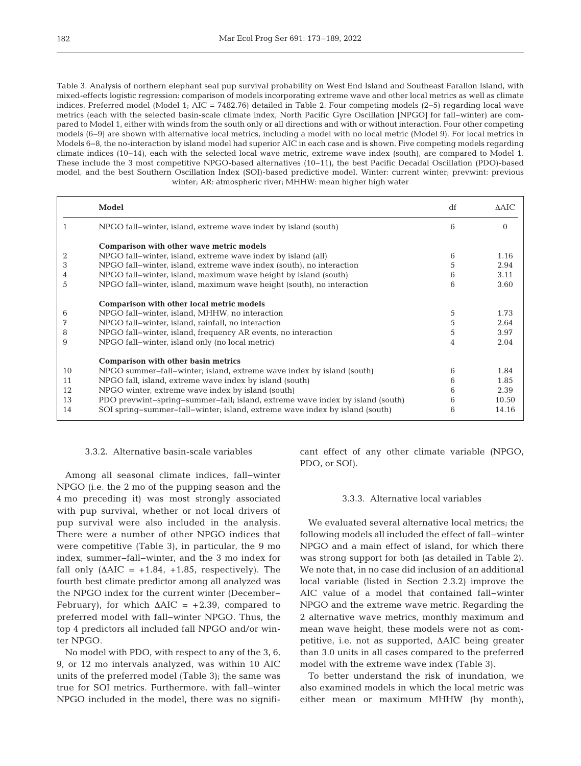Table 3. Analysis of northern elephant seal pup survival probability on West End Island and Southeast Farallon Island, with mixed-effects logistic regression: comparison of models incorporating extreme wave and other local metrics as well as climate indices. Preferred model (Model 1; AIC = 7482.76) detailed in Table 2. Four competing models (2–5) regarding local wave metrics (each with the selected basin-scale climate index, North Pacific Gyre Oscillation [NPGO] for fall–winter) are compared to Model 1, either with winds from the south only or all directions and with or without interaction. Four other competing models (6–9) are shown with alternative local metrics, including a model with no local metric (Model 9). For local metrics in Models 6–8, the no-interaction by island model had superior AIC in each case and is shown. Five competing models regarding climate indices (10–14), each with the selected local wave metric, extreme wave index (south), are compared to Model 1. These include the 3 most competitive NPGO-based alternatives (10–11), the best Pacific Decadal Oscillation (PDO)-based model, and the best Southern Oscillation Index (SOI)-based predictive model. Winter: current winter; prevwint: previous winter; AR: atmospheric river; MHHW: mean higher high water

| | Model | df | ΔAIC |
|---|---|---|---|
| 1 | NPGO fall–winter, island, extreme wave index by island (south) | 6 | 0 |
| | **Comparison with other wave metric models** | | |
| 2 | NPGO fall–winter, island, extreme wave index by island (all) | 6 | 1.16 |
| 3 | NPGO fall–winter, island, extreme wave index (south), no interaction | 5 | 2.94 |
| 4 | NPGO fall–winter, island, maximum wave height by island (south) | 6 | 3.11 |
| 5 | NPGO fall–winter, island, maximum wave height (south), no interaction | 6 | 3.60 |
| | **Comparison with other local metric models** | | |
| 6 | NPGO fall–winter, island, MHHW, no interaction | 5 | 1.73 |
| 7 | NPGO fall–winter, island, rainfall, no interaction | 5 | 2.64 |
| 8 | NPGO fall–winter, island, frequency AR events, no interaction | 5 | 3.97 |
| 9 | NPGO fall–winter, island only (no local metric) | 4 | 2.04 |
| | **Comparison with other basin metrics** | | |
| 10 | NPGO summer–fall–winter; island, extreme wave index by island (south) | 6 | 1.84 |
| 11 | NPGO fall, island, extreme wave index by island (south) | 6 | 1.85 |
| 12 | NPGO winter, extreme wave index by island (south) | 6 | 2.39 |
| 13 | PDO prevwint–spring–summer–fall; island, extreme wave index by island (south) | 6 | 10.50 |
| 14 | SOI spring–summer–fall–winter; island, extreme wave index by island (south) | 6 | 14.16 |

#### 3.3.2. Alternative basin-scale variables

Among all seasonal climate indices, fall–winter NPGO (i.e. the 2 mo of the pupping season and the 4 mo preceding it) was most strongly associated with pup survival, whether or not local drivers of pup survival were also included in the analysis. There were a number of other NPGO indices that were competitive (Table 3), in particular, the 9 mo index, summer–fall–winter, and the 3 mo index for fall only (ΔAIC = +1.84, +1.85, respectively). The fourth best climate predictor among all analyzed was the NPGO index for the current winter (December–February), for which ΔAIC = +2.39, compared to preferred model with fall–winter NPGO. Thus, the top 4 predictors all included fall NPGO and/or winter NPGO.

No model with PDO, with respect to any of the 3, 6, 9, or 12 mo intervals analyzed, was within 10 AIC units of the preferred model (Table 3); the same was true for SOI metrics. Furthermore, with fall–winter NPGO included in the model, there was no significant effect of any other climate variable (NPGO, PDO, or SOI).

#### 3.3.3. Alternative local variables

We evaluated several alternative local metrics; the following models all included the effect of fall–winter NPGO and a main effect of island, for which there was strong support for both (as detailed in Table 2). We note that, in no case did inclusion of an additional local variable (listed in Section 2.3.2) improve the AIC value of a model that contained fall–winter NPGO and the extreme wave metric. Regarding the 2 alternative wave metrics, monthly maximum and mean wave height, these models were not as competitive, i.e. not as supported, ΔAIC being greater than 3.0 units in all cases compared to the preferred model with the extreme wave index (Table 3).

To better understand the risk of inundation, we also examined models in which the local metric was either mean or maximum MHHW (by month),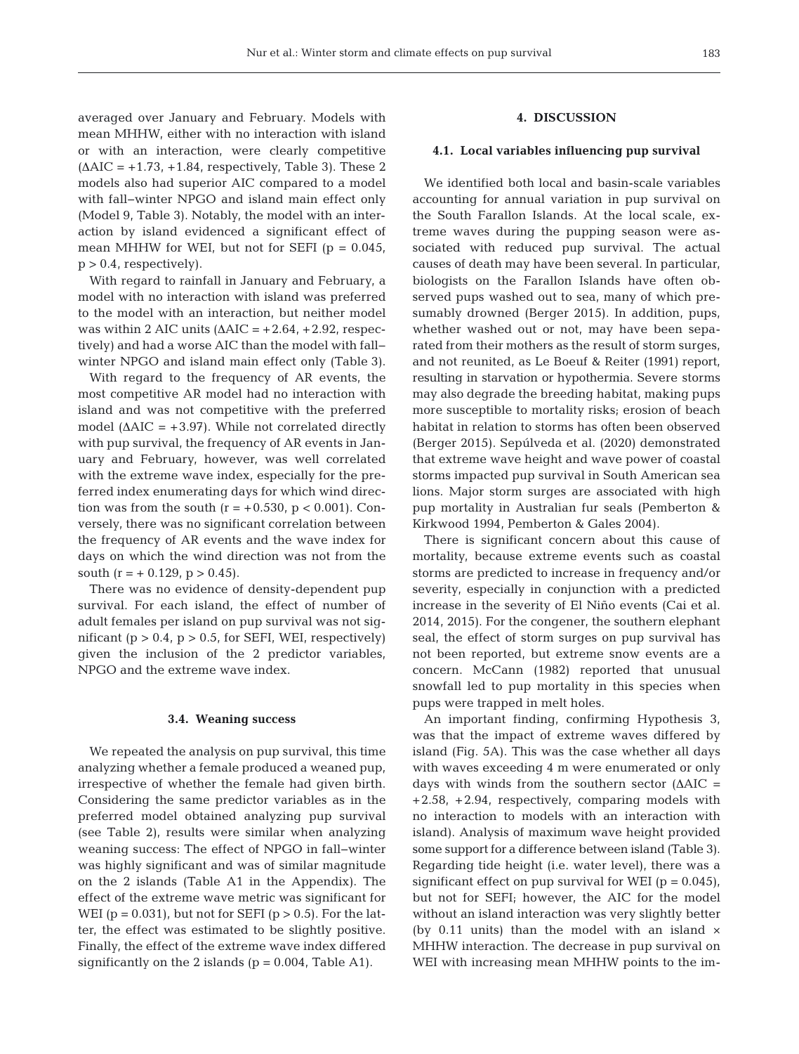averaged over January and February. Models with mean MHHW, either with no interaction with island or with an interaction, were clearly competitive ($\Delta$AIC = +1.73, +1.84, respectively, Table 3). These 2 models also had superior AIC compared to a model with fall–winter NPGO and island main effect only (Model 9, Table 3). Notably, the model with an interaction by island evidenced a significant effect of mean MHHW for WEI, but not for SEFI ($p = 0.045$, $p > 0.4$, respectively).

With regard to rainfall in January and February, a model with no interaction with island was preferred to the model with an interaction, but neither model was within 2 AIC units ($\Delta$AIC = +2.64, +2.92, respectively) and had a worse AIC than the model with fall–winter NPGO and island main effect only (Table 3).

With regard to the frequency of AR events, the most competitive AR model had no interaction with island and was not competitive with the preferred model ($\Delta$AIC = +3.97). While not correlated directly with pup survival, the frequency of AR events in January and February, however, was well correlated with the extreme wave index, especially for the preferred index enumerating days for which wind direction was from the south ($r = +0.530$, $p < 0.001$). Conversely, there was no significant correlation between the frequency of AR events and the wave index for days on which the wind direction was not from the south ($r = +0.129$, $p > 0.45$).

There was no evidence of density-dependent pup survival. For each island, the effect of number of adult females per island on pup survival was not significant ($p > 0.4$, $p > 0.5$, for SEFI, WEI, respectively) given the inclusion of the 2 predictor variables, NPGO and the extreme wave index.

### 3.4. Weaning success

We repeated the analysis on pup survival, this time analyzing whether a female produced a weaned pup, irrespective of whether the female had given birth. Considering the same predictor variables as in the preferred model obtained analyzing pup survival (see Table 2), results were similar when analyzing weaning success: The effect of NPGO in fall–winter was highly significant and was of similar magnitude on the 2 islands (Table A1 in the Appendix). The effect of the extreme wave metric was significant for WEI ($p = 0.031$), but not for SEFI ($p > 0.5$). For the latter, the effect was estimated to be slightly positive. Finally, the effect of the extreme wave index differed significantly on the 2 islands ($p = 0.004$, Table A1).

## 4. DISCUSSION

### 4.1. Local variables influencing pup survival

We identified both local and basin-scale variables accounting for annual variation in pup survival on the South Farallon Islands. At the local scale, extreme waves during the pupping season were associated with reduced pup survival. The actual causes of death may have been several. In particular, biologists on the Farallon Islands have often observed pups washed out to sea, many of which presumably drowned (Berger 2015). In addition, pups, whether washed out or not, may have been separated from their mothers as the result of storm surges, and not reunited, as Le Boeuf & Reiter (1991) report, resulting in starvation or hypothermia. Severe storms may also degrade the breeding habitat, making pups more susceptible to mortality risks; erosion of beach habitat in relation to storms has often been observed (Berger 2015). Sepúlveda et al. (2020) demonstrated that extreme wave height and wave power of coastal storms impacted pup survival in South American sea lions. Major storm surges are associated with high pup mortality in Australian fur seals (Pemberton & Kirkwood 1994, Pemberton & Gales 2004).

There is significant concern about this cause of mortality, because extreme events such as coastal storms are predicted to increase in frequency and/or severity, especially in conjunction with a predicted increase in the severity of El Niño events (Cai et al. 2014, 2015). For the congener, the southern elephant seal, the effect of storm surges on pup survival has not been reported, but extreme snow events are a concern. McCann (1982) reported that unusual snowfall led to pup mortality in this species when pups were trapped in melt holes.

An important finding, confirming Hypothesis 3, was that the impact of extreme waves differed by island (Fig. 5A). This was the case whether all days with waves exceeding 4 m were enumerated or only days with winds from the southern sector ($\Delta$AIC = +2.58, +2.94, respectively, comparing models with no interaction to models with an interaction with island). Analysis of maximum wave height provided some support for a difference between island (Table 3). Regarding tide height (i.e. water level), there was a significant effect on pup survival for WEI ($p = 0.045$), but not for SEFI; however, the AIC for the model without an island interaction was very slightly better (by 0.11 units) than the model with an island × MHHW interaction. The decrease in pup survival on WEI with increasing mean MHHW points to the im-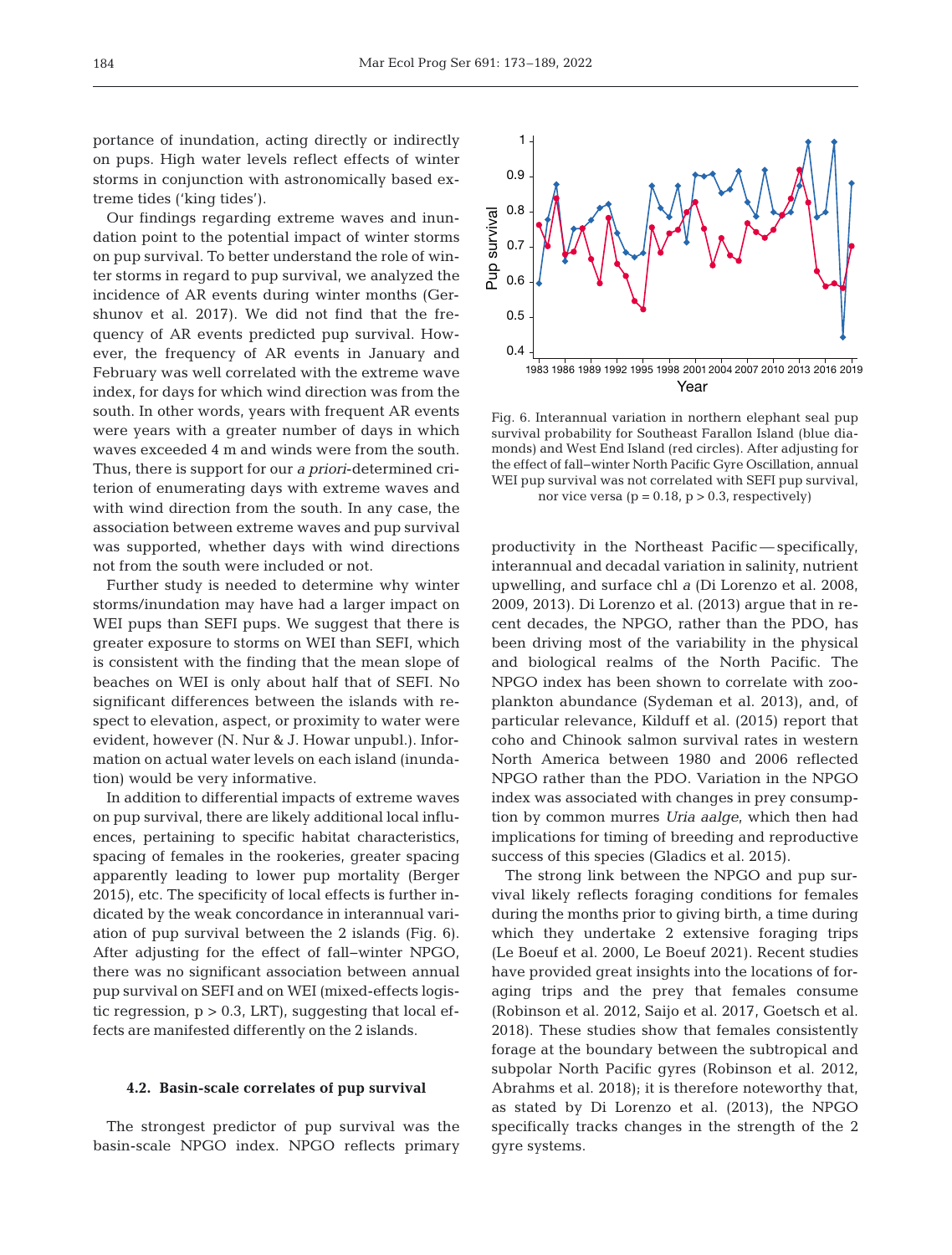portance of inundation, acting directly or indirectly on pups. High water levels reflect effects of winter storms in conjunction with astronomically based extreme tides ('king tides').

Our findings regarding extreme waves and inundation point to the potential impact of winter storms on pup survival. To better understand the role of winter storms in regard to pup survival, we analyzed the incidence of AR events during winter months (Gershunov et al. 2017). We did not find that the frequency of AR events predicted pup survival. However, the frequency of AR events in January and February was well correlated with the extreme wave index, for days for which wind direction was from the south. In other words, years with frequent AR events were years with a greater number of days in which waves exceeded 4 m and winds were from the south. Thus, there is support for our *a priori*-determined criterion of enumerating days with extreme waves and with wind direction from the south. In any case, the association between extreme waves and pup survival was supported, whether days with wind directions not from the south were included or not.

Further study is needed to determine why winter storms/inundation may have had a larger impact on WEI pups than SEFI pups. We suggest that there is greater exposure to storms on WEI than SEFI, which is consistent with the finding that the mean slope of beaches on WEI is only about half that of SEFI. No significant differences between the islands with respect to elevation, aspect, or proximity to water were evident, however (N. Nur & J. Howar unpubl.). Information on actual water levels on each island (inundation) would be very informative.

In addition to differential impacts of extreme waves on pup survival, there are likely additional local influences, pertaining to specific habitat characteristics, spacing of females in the rookeries, greater spacing apparently leading to lower pup mortality (Berger 2015), etc. The specificity of local effects is further indicated by the weak concordance in interannual variation of pup survival between the 2 islands (Fig. 6). After adjusting for the effect of fall–winter NPGO, there was no significant association between annual pup survival on SEFI and on WEI (mixed-effects logistic regression, $p > 0.3$, LRT), suggesting that local effects are manifested differently on the 2 islands.

Pup survival
1
0.9
0.8
0.7
0.6
0.5
0.4
1983 1986 1989 1992 1995 1998 2001 2004 2007 2010 2013 2016 2019
Year

Fig. 6. Interannual variation in northern elephant seal pup survival probability for Southeast Farallon Island (blue diamonds) and West End Island (red circles). After adjusting for the effect of fall–winter North Pacific Gyre Oscillation, annual WEI pup survival was not correlated with SEFI pup survival, nor vice versa ($p = 0.18$, $p > 0.3$, respectively)

### 4.2. Basin-scale correlates of pup survival

The strongest predictor of pup survival was the basin-scale NPGO index. NPGO reflects primary productivity in the Northeast Pacific — specifically, interannual and decadal variation in salinity, nutrient upwelling, and surface chl *a* (Di Lorenzo et al. 2008, 2009, 2013). Di Lorenzo et al. (2013) argue that in recent decades, the NPGO, rather than the PDO, has been driving most of the variability in the physical and biological realms of the North Pacific. The NPGO index has been shown to correlate with zooplankton abundance (Sydeman et al. 2013), and, of particular relevance, Kilduff et al. (2015) report that coho and Chinook salmon survival rates in western North America between 1980 and 2006 reflected NPGO rather than the PDO. Variation in the NPGO index was associated with changes in prey consumption by common murres *Uria aalge*, which then had implications for timing of breeding and reproductive success of this species (Gladics et al. 2015).

The strong link between the NPGO and pup survival likely reflects foraging conditions for females during the months prior to giving birth, a time during which they undertake 2 extensive foraging trips (Le Boeuf et al. 2000, Le Boeuf 2021). Recent studies have provided great insights into the locations of foraging trips and the prey that females consume (Robinson et al. 2012, Saijo et al. 2017, Goetsch et al. 2018). These studies show that females consistently forage at the boundary between the subtropical and subpolar North Pacific gyres (Robinson et al. 2012, Abrahms et al. 2018); it is therefore noteworthy that, as stated by Di Lorenzo et al. (2013), the NPGO specifically tracks changes in the strength of the 2 gyre systems.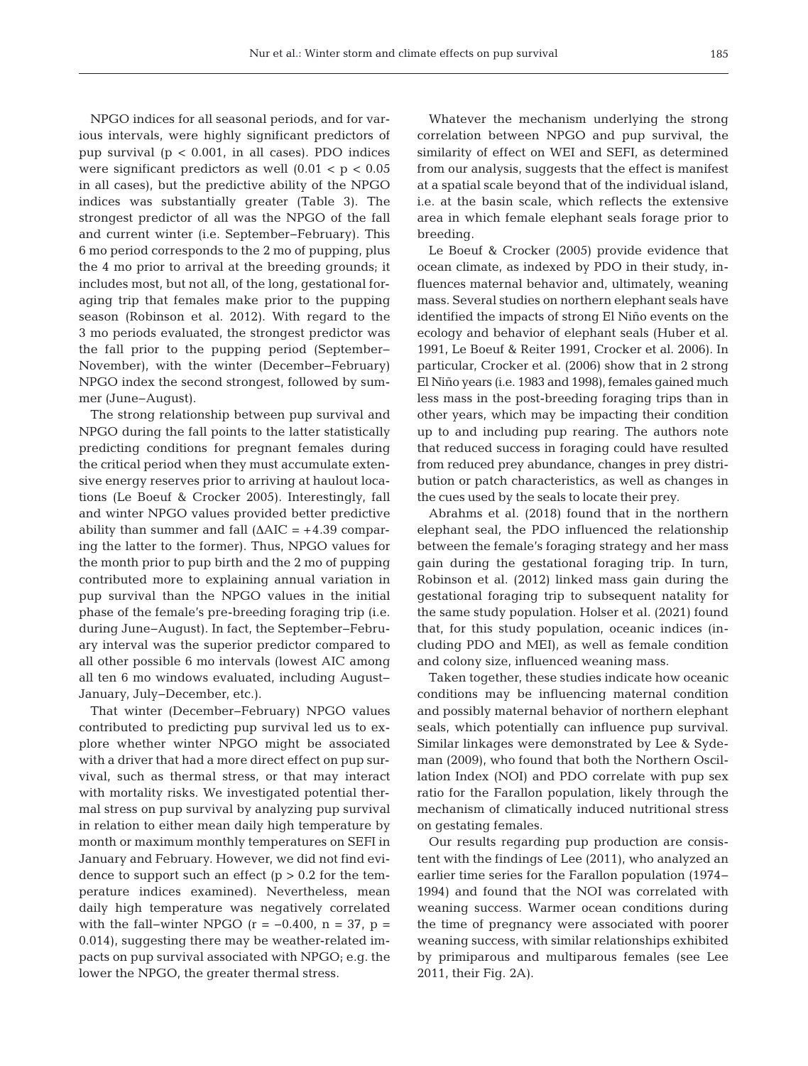NPGO indices for all seasonal periods, and for various intervals, were highly significant predictors of pup survival ($p < 0.001$, in all cases). PDO indices were significant predictors as well ($0.01 < p < 0.05$ in all cases), but the predictive ability of the NPGO indices was substantially greater (Table 3). The strongest predictor of all was the NPGO of the fall and current winter (i.e. September–February). This 6 mo period corresponds to the 2 mo of pupping, plus the 4 mo prior to arrival at the breeding grounds; it includes most, but not all, of the long, gestational foraging trip that females make prior to the pupping season (Robinson et al. 2012). With regard to the 3 mo periods evaluated, the strongest predictor was the fall prior to the pupping period (September–November), with the winter (December–February) NPGO index the second strongest, followed by summer (June–August).

The strong relationship between pup survival and NPGO during the fall points to the latter statistically predicting conditions for pregnant females during the critical period when they must accumulate extensive energy reserves prior to arriving at haulout locations (Le Boeuf & Crocker 2005). Interestingly, fall and winter NPGO values provided better predictive ability than summer and fall ($\Delta$AIC = +4.39 comparing the latter to the former). Thus, NPGO values for the month prior to pup birth and the 2 mo of pupping contributed more to explaining annual variation in pup survival than the NPGO values in the initial phase of the female's pre-breeding foraging trip (i.e. during June–August). In fact, the September–February interval was the superior predictor compared to all other possible 6 mo intervals (lowest AIC among all ten 6 mo windows evaluated, including August–January, July–December, etc.).

That winter (December–February) NPGO values contributed to predicting pup survival led us to explore whether winter NPGO might be associated with a driver that had a more direct effect on pup survival, such as thermal stress, or that may interact with mortality risks. We investigated potential thermal stress on pup survival by analyzing pup survival in relation to either mean daily high temperature by month or maximum monthly temperatures on SEFI in January and February. However, we did not find evidence to support such an effect ($p > 0.2$ for the temperature indices examined). Nevertheless, mean daily high temperature was negatively correlated with the fall–winter NPGO ($r = -0.400$, $n = 37$, $p = 0.014$), suggesting there may be weather-related impacts on pup survival associated with NPGO; e.g. the lower the NPGO, the greater thermal stress.

Whatever the mechanism underlying the strong correlation between NPGO and pup survival, the similarity of effect on WEI and SEFI, as determined from our analysis, suggests that the effect is manifest at a spatial scale beyond that of the individual island, i.e. at the basin scale, which reflects the extensive area in which female elephant seals forage prior to breeding.

Le Boeuf & Crocker (2005) provide evidence that ocean climate, as indexed by PDO in their study, influences maternal behavior and, ultimately, weaning mass. Several studies on northern elephant seals have identified the impacts of strong El Niño events on the ecology and behavior of elephant seals (Huber et al. 1991, Le Boeuf & Reiter 1991, Crocker et al. 2006). In particular, Crocker et al. (2006) show that in 2 strong El Niño years (i.e. 1983 and 1998), females gained much less mass in the post-breeding foraging trips than in other years, which may be impacting their condition up to and including pup rearing. The authors note that reduced success in foraging could have resulted from reduced prey abundance, changes in prey distribution or patch characteristics, as well as changes in the cues used by the seals to locate their prey.

Abrahms et al. (2018) found that in the northern elephant seal, the PDO influenced the relationship between the female's foraging strategy and her mass gain during the gestational foraging trip. In turn, Robinson et al. (2012) linked mass gain during the gestational foraging trip to subsequent natality for the same study population. Holser et al. (2021) found that, for this study population, oceanic indices (including PDO and MEI), as well as female condition and colony size, influenced weaning mass.

Taken together, these studies indicate how oceanic conditions may be influencing maternal condition and possibly maternal behavior of northern elephant seals, which potentially can influence pup survival. Similar linkages were demonstrated by Lee & Sydeman (2009), who found that both the Northern Oscillation Index (NOI) and PDO correlate with pup sex ratio for the Farallon population, likely through the mechanism of climatically induced nutritional stress on gestating females.

Our results regarding pup production are consistent with the findings of Lee (2011), who analyzed an earlier time series for the Farallon population (1974–1994) and found that the NOI was correlated with weaning success. Warmer ocean conditions during the time of pregnancy were associated with poorer weaning success, with similar relationships exhibited by primiparous and multiparous females (see Lee 2011, their Fig. 2A).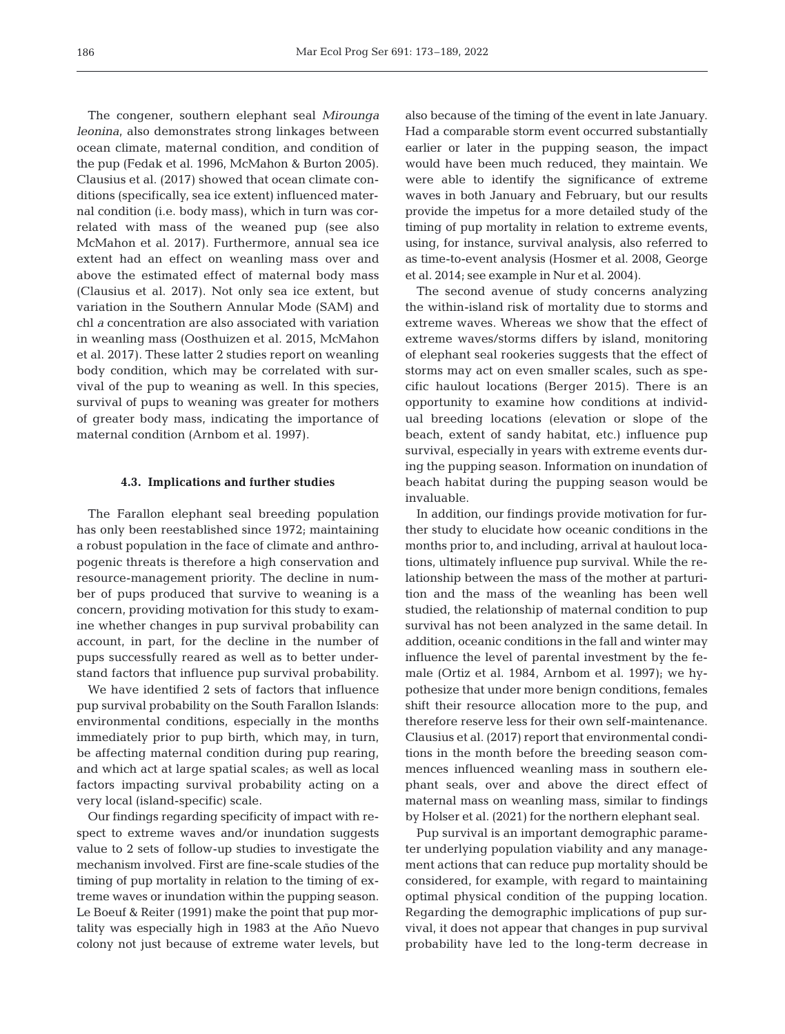The congener, southern elephant seal *Mirounga leonina*, also demonstrates strong linkages between ocean climate, maternal condition, and condition of the pup (Fedak et al. 1996, McMahon & Burton 2005). Clausius et al. (2017) showed that ocean climate conditions (specifically, sea ice extent) influenced maternal condition (i.e. body mass), which in turn was correlated with mass of the weaned pup (see also McMahon et al. 2017). Furthermore, annual sea ice extent had an effect on weanling mass over and above the estimated effect of maternal body mass (Clausius et al. 2017). Not only sea ice extent, but variation in the Southern Annular Mode (SAM) and chl *a* concentration are also associated with variation in weanling mass (Oosthuizen et al. 2015, McMahon et al. 2017). These latter 2 studies report on weanling body condition, which may be correlated with survival of the pup to weaning as well. In this species, survival of pups to weaning was greater for mothers of greater body mass, indicating the importance of maternal condition (Arnbom et al. 1997).

### 4.3. Implications and further studies

The Farallon elephant seal breeding population has only been reestablished since 1972; maintaining a robust population in the face of climate and anthropogenic threats is therefore a high conservation and resource-management priority. The decline in number of pups produced that survive to weaning is a concern, providing motivation for this study to examine whether changes in pup survival probability can account, in part, for the decline in the number of pups successfully reared as well as to better understand factors that influence pup survival probability.

We have identified 2 sets of factors that influence pup survival probability on the South Farallon Islands: environmental conditions, especially in the months immediately prior to pup birth, which may, in turn, be affecting maternal condition during pup rearing, and which act at large spatial scales; as well as local factors impacting survival probability acting on a very local (island-specific) scale.

Our findings regarding specificity of impact with respect to extreme waves and/or inundation suggests value to 2 sets of follow-up studies to investigate the mechanism involved. First are fine-scale studies of the timing of pup mortality in relation to the timing of extreme waves or inundation within the pupping season. Le Boeuf & Reiter (1991) make the point that pup mortality was especially high in 1983 at the Año Nuevo colony not just because of extreme water levels, but also because of the timing of the event in late January. Had a comparable storm event occurred substantially earlier or later in the pupping season, the impact would have been much reduced, they maintain. We were able to identify the significance of extreme waves in both January and February, but our results provide the impetus for a more detailed study of the timing of pup mortality in relation to extreme events, using, for instance, survival analysis, also referred to as time-to-event analysis (Hosmer et al. 2008, George et al. 2014; see example in Nur et al. 2004).

The second avenue of study concerns analyzing the within-island risk of mortality due to storms and extreme waves. Whereas we show that the effect of extreme waves/storms differs by island, monitoring of elephant seal rookeries suggests that the effect of storms may act on even smaller scales, such as specific haulout locations (Berger 2015). There is an opportunity to examine how conditions at individual breeding locations (elevation or slope of the beach, extent of sandy habitat, etc.) influence pup survival, especially in years with extreme events during the pupping season. Information on inundation of beach habitat during the pupping season would be invaluable.

In addition, our findings provide motivation for further study to elucidate how oceanic conditions in the months prior to, and including, arrival at haulout locations, ultimately influence pup survival. While the relationship between the mass of the mother at parturition and the mass of the weanling has been well studied, the relationship of maternal condition to pup survival has not been analyzed in the same detail. In addition, oceanic conditions in the fall and winter may influence the level of parental investment by the female (Ortiz et al. 1984, Arnbom et al. 1997); we hypothesize that under more benign conditions, females shift their resource allocation more to the pup, and therefore reserve less for their own self-maintenance. Clausius et al. (2017) report that environmental conditions in the month before the breeding season commences influenced weanling mass in southern elephant seals, over and above the direct effect of maternal mass on weanling mass, similar to findings by Holser et al. (2021) for the northern elephant seal.

Pup survival is an important demographic parameter underlying population viability and any management actions that can reduce pup mortality should be considered, for example, with regard to maintaining optimal physical condition of the pupping location. Regarding the demographic implications of pup survival, it does not appear that changes in pup survival probability have led to the long-term decrease in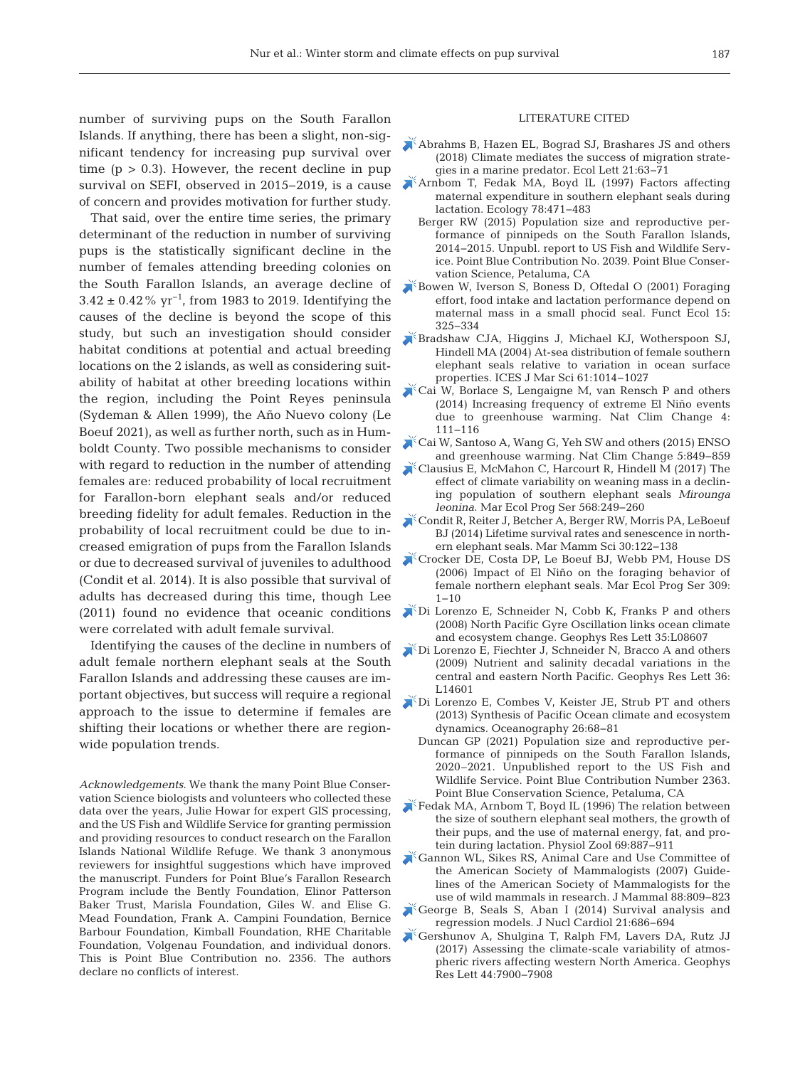number of surviving pups on the South Farallon Islands. If anything, there has been a slight, non-significant tendency for increasing pup survival over time ($p > 0.3$). However, the recent decline in pup survival on SEFI, observed in 2015–2019, is a cause of concern and provides motivation for further study.

That said, over the entire time series, the primary determinant of the reduction in number of surviving pups is the statistically significant decline in the number of females attending breeding colonies on the South Farallon Islands, an average decline of $3.42 \pm 0.42\%\ \mathrm{yr}^{-1}$, from 1983 to 2019. Identifying the causes of the decline is beyond the scope of this study, but such an investigation should consider habitat conditions at potential and actual breeding locations on the 2 islands, as well as considering suitability of habitat at other breeding locations within the region, including the Point Reyes peninsula (Sydeman & Allen 1999), the Año Nuevo colony (Le Boeuf 2021), as well as further north, such as in Humboldt County. Two possible mechanisms to consider with regard to reduction in the number of attending females are: reduced probability of local recruitment for Farallon-born elephant seals and/or reduced breeding fidelity for adult females. Reduction in the probability of local recruitment could be due to increased emigration of pups from the Farallon Islands or due to decreased survival of juveniles to adulthood (Condit et al. 2014). It is also possible that survival of adults has decreased during this time, though Lee (2011) found no evidence that oceanic conditions were correlated with adult female survival.

Identifying the causes of the decline in numbers of adult female northern elephant seals at the South Farallon Islands and addressing these causes are important objectives, but success will require a regional approach to the issue to determine if females are shifting their locations or whether there are region-wide population trends.

*Acknowledgements*. We thank the many Point Blue Conservation Science biologists and volunteers who collected these data over the years, Julie Howar for expert GIS processing, and the US Fish and Wildlife Service for granting permission and providing resources to conduct research on the Farallon Islands National Wildlife Refuge. We thank 3 anonymous reviewers for insightful suggestions which have improved the manuscript. Funders for Point Blue's Farallon Research Program include the Bently Foundation, Elinor Patterson Baker Trust, Marisla Foundation, Giles W. and Elise G. Mead Foundation, Frank A. Campini Foundation, Bernice Barbour Foundation, Kimball Foundation, RHE Charitable Foundation, Volgenau Foundation, and individual donors. This is Point Blue Contribution no. 2356. The authors declare no conflicts of interest.

## LITERATURE CITED

Abrahms B, Hazen EL, Bograd SJ, Brashares JS and others (2018) Climate mediates the success of migration strategies in a marine predator. Ecol Lett 21:63–71

Arnbom T, Fedak MA, Boyd IL (1997) Factors affecting maternal expenditure in southern elephant seals during lactation. Ecology 78:471–483

Berger RW (2015) Population size and reproductive performance of pinnipeds on the South Farallon Islands, 2014–2015. Unpubl. report to US Fish and Wildlife Service. Point Blue Contribution No. 2039. Point Blue Conservation Science, Petaluma, CA

Bowen W, Iverson S, Boness D, Oftedal O (2001) Foraging effort, food intake and lactation performance depend on maternal mass in a small phocid seal. Funct Ecol 15: 325–334

Bradshaw CJA, Higgins J, Michael KJ, Wotherspoon SJ, Hindell MA (2004) At-sea distribution of female southern elephant seals relative to variation in ocean surface properties. ICES J Mar Sci 61:1014–1027

Cai W, Borlace S, Lengaigne M, van Rensch P and others (2014) Increasing frequency of extreme El Niño events due to greenhouse warming. Nat Clim Change 4: 111–116

Cai W, Santoso A, Wang G, Yeh SW and others (2015) ENSO and greenhouse warming. Nat Clim Change 5:849–859

Clausius E, McMahon C, Harcourt R, Hindell M (2017) The effect of climate variability on weaning mass in a declining population of southern elephant seals *Mirounga leonina*. Mar Ecol Prog Ser 568:249–260

Condit R, Reiter J, Betcher A, Berger RW, Morris PA, LeBoeuf BJ (2014) Lifetime survival rates and senescence in northern elephant seals. Mar Mamm Sci 30:122–138

Crocker DE, Costa DP, Le Boeuf BJ, Webb PM, House DS (2006) Impact of El Niño on the foraging behavior of female northern elephant seals. Mar Ecol Prog Ser 309: 1–10

Di Lorenzo E, Schneider N, Cobb K, Franks P and others (2008) North Pacific Gyre Oscillation links ocean climate and ecosystem change. Geophys Res Lett 35:L08607

Di Lorenzo E, Fiechter J, Schneider N, Bracco A and others (2009) Nutrient and salinity decadal variations in the central and eastern North Pacific. Geophys Res Lett 36: L14601

Di Lorenzo E, Combes V, Keister JE, Strub PT and others (2013) Synthesis of Pacific Ocean climate and ecosystem dynamics. Oceanography 26:68–81

Duncan GP (2021) Population size and reproductive performance of pinnipeds on the South Farallon Islands, 2020–2021. Unpublished report to the US Fish and Wildlife Service. Point Blue Contribution Number 2363. Point Blue Conservation Science, Petaluma, CA

Fedak MA, Arnbom T, Boyd IL (1996) The relation between the size of southern elephant seal mothers, the growth of their pups, and the use of maternal energy, fat, and protein during lactation. Physiol Zool 69:887–911

Gannon WL, Sikes RS, Animal Care and Use Committee of the American Society of Mammalogists (2007) Guidelines of the American Society of Mammalogists for the use of wild mammals in research. J Mammal 88:809–823

George B, Seals S, Aban I (2014) Survival analysis and regression models. J Nucl Cardiol 21:686–694

Gershunov A, Shulgina T, Ralph FM, Lavers DA, Rutz JJ (2017) Assessing the climate-scale variability of atmospheric rivers affecting western North America. Geophys Res Lett 44:7900–7908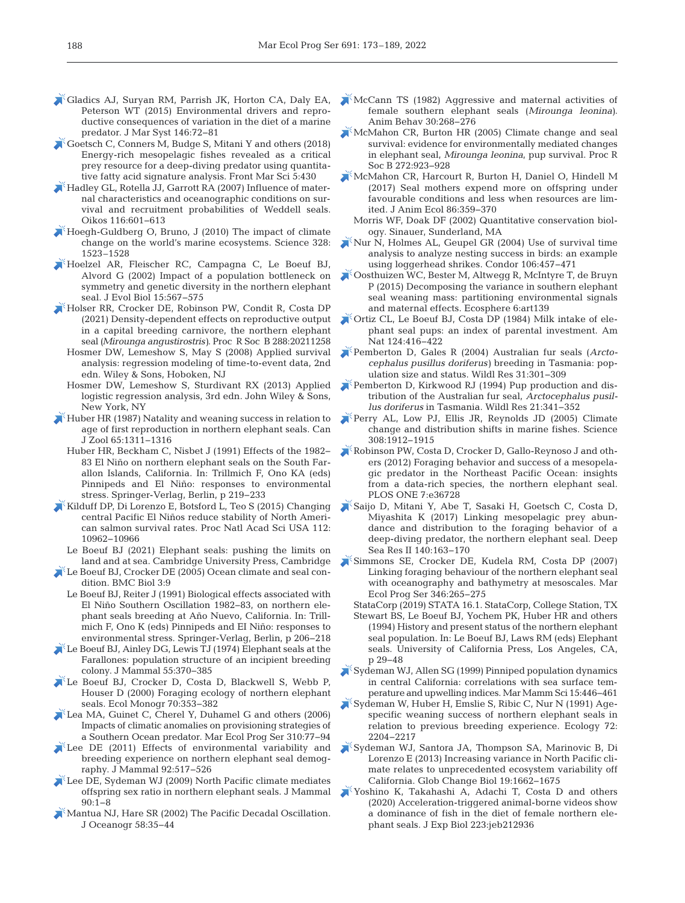Gladics AJ, Suryan RM, Parrish JK, Horton CA, Daly EA, Peterson WT (2015) Environmental drivers and reproductive consequences of variation in the diet of a marine predator. J Mar Syst 146:72–81

Goetsch C, Conners M, Budge S, Mitani Y and others (2018) Energy-rich mesopelagic fishes revealed as a critical prey resource for a deep-diving predator using quantitative fatty acid signature analysis. Front Mar Sci 5:430

Hadley GL, Rotella JJ, Garrott RA (2007) Influence of maternal characteristics and oceanographic conditions on survival and recruitment probabilities of Weddell seals. Oikos 116:601–613

Hoegh-Guldberg O, Bruno, J (2010) The impact of climate change on the world's marine ecosystems. Science 328: 1523–1528

Hoelzel AR, Fleischer RC, Campagna C, Le Boeuf BJ, Alvord G (2002) Impact of a population bottleneck on symmetry and genetic diversity in the northern elephant seal. J Evol Biol 15:567–575

Holser RR, Crocker DE, Robinson PW, Condit R, Costa DP (2021) Density-dependent effects on reproductive output in a capital breeding carnivore, the northern elephant seal (*Mirounga angustirostris*). Proc R Soc B 288:20211258

Hosmer DW, Lemeshow S, May S (2008) Applied survival analysis: regression modeling of time-to-event data, 2nd edn. Wiley & Sons, Hoboken, NJ

Hosmer DW, Lemeshow S, Sturdivant RX (2013) Applied logistic regression analysis, 3rd edn. John Wiley & Sons, New York, NY

Huber HR (1987) Natality and weaning success in relation to age of first reproduction in northern elephant seals. Can J Zool 65:1311–1316

Huber HR, Beckham C, Nisbet J (1991) Effects of the 1982–83 El Niño on northern elephant seals on the South Farallon Islands, California. In: Trillmich F, Ono KA (eds) Pinnipeds and El Niño: responses to environmental stress. Springer-Verlag, Berlin, p 219–233

Kilduff DP, Di Lorenzo E, Botsford L, Teo S (2015) Changing central Pacific El Niños reduce stability of North American salmon survival rates. Proc Natl Acad Sci USA 112: 10962–10966

Le Boeuf BJ (2021) Elephant seals: pushing the limits on land and at sea. Cambridge University Press, Cambridge

Le Boeuf BJ, Crocker DE (2005) Ocean climate and seal condition. BMC Biol 3:9

Le Boeuf BJ, Reiter J (1991) Biological effects associated with El Niño Southern Oscillation 1982–83, on northern elephant seals breeding at Año Nuevo, California. In: Trillmich F, Ono K (eds) Pinnipeds and El Niño: responses to environmental stress. Springer-Verlag, Berlin, p 206–218

Le Boeuf BJ, Ainley DG, Lewis TJ (1974) Elephant seals at the Farallones: population structure of an incipient breeding colony. J Mammal 55:370–385

Le Boeuf BJ, Crocker D, Costa D, Blackwell S, Webb P, Houser D (2000) Foraging ecology of northern elephant seals. Ecol Monogr 70:353–382

Lea MA, Guinet C, Cherel Y, Duhamel G and others (2006) Impacts of climatic anomalies on provisioning strategies of a Southern Ocean predator. Mar Ecol Prog Ser 310:77–94

Lee DE (2011) Effects of environmental variability and breeding experience on northern elephant seal demography. J Mammal 92:517–526

Lee DE, Sydeman WJ (2009) North Pacific climate mediates offspring sex ratio in northern elephant seals. J Mammal 90:1–8

Mantua NJ, Hare SR (2002) The Pacific Decadal Oscillation. J Oceanogr 58:35–44

McCann TS (1982) Aggressive and maternal activities of female southern elephant seals (*Mirounga leonina*). Anim Behav 30:268–276

McMahon CR, Burton HR (2005) Climate change and seal survival: evidence for environmentally mediated changes in elephant seal, *Mirounga leonina*, pup survival. Proc R Soc B 272:923–928

McMahon CR, Harcourt R, Burton H, Daniel O, Hindell M (2017) Seal mothers expend more on offspring under favourable conditions and less when resources are limited. J Anim Ecol 86:359–370

Morris WF, Doak DF (2002) Quantitative conservation biology. Sinauer, Sunderland, MA

Nur N, Holmes AL, Geupel GR (2004) Use of survival time analysis to analyze nesting success in birds: an example using loggerhead shrikes. Condor 106:457–471

Oosthuizen WC, Bester M, Altwegg R, McIntyre T, de Bruyn P (2015) Decomposing the variance in southern elephant seal weaning mass: partitioning environmental signals and maternal effects. Ecosphere 6:art139

Ortiz CL, Le Boeuf BJ, Costa DP (1984) Milk intake of elephant seal pups: an index of parental investment. Am Nat 124:416–422

Pemberton D, Gales R (2004) Australian fur seals (*Arctocephalus pusillus doriferus*) breeding in Tasmania: population size and status. Wildl Res 31:301–309

Pemberton D, Kirkwood RJ (1994) Pup production and distribution of the Australian fur seal, *Arctocephalus pusillus doriferus* in Tasmania. Wildl Res 21:341–352

Perry AL, Low PJ, Ellis JR, Reynolds JD (2005) Climate change and distribution shifts in marine fishes. Science 308:1912–1915

Robinson PW, Costa D, Crocker D, Gallo-Reynoso J and others (2012) Foraging behavior and success of a mesopelagic predator in the Northeast Pacific Ocean: insights from a data-rich species, the northern elephant seal. PLOS ONE 7:e36728

Saijo D, Mitani Y, Abe T, Sasaki H, Goetsch C, Costa D, Miyashita K (2017) Linking mesopelagic prey abundance and distribution to the foraging behavior of a deep-diving predator, the northern elephant seal. Deep Sea Res II 140:163–170

Simmons SE, Crocker DE, Kudela RM, Costa DP (2007) Linking foraging behaviour of the northern elephant seal with oceanography and bathymetry at mesoscales. Mar Ecol Prog Ser 346:265–275

StataCorp (2019) STATA 16.1. StataCorp, College Station, TX

Stewart BS, Le Boeuf BJ, Yochem PK, Huber HR and others (1994) History and present status of the northern elephant seal population. In: Le Boeuf BJ, Laws RM (eds) Elephant seals. University of California Press, Los Angeles, CA, p 29–48

Sydeman WJ, Allen SG (1999) Pinniped population dynamics in central California: correlations with sea surface temperature and upwelling indices. Mar Mamm Sci 15:446–461

Sydeman W, Huber H, Emslie S, Ribic C, Nur N (1991) Age-specific weaning success of northern elephant seals in relation to previous breeding experience. Ecology 72: 2204–2217

Sydeman WJ, Santora JA, Thompson SA, Marinovic B, Di Lorenzo E (2013) Increasing variance in North Pacific climate relates to unprecedented ecosystem variability off California. Glob Change Biol 19:1662–1675

Yoshino K, Takahashi A, Adachi T, Costa D and others (2020) Acceleration-triggered animal-borne videos show a dominance of fish in the diet of female northern elephant seals. J Exp Biol 223:jeb212936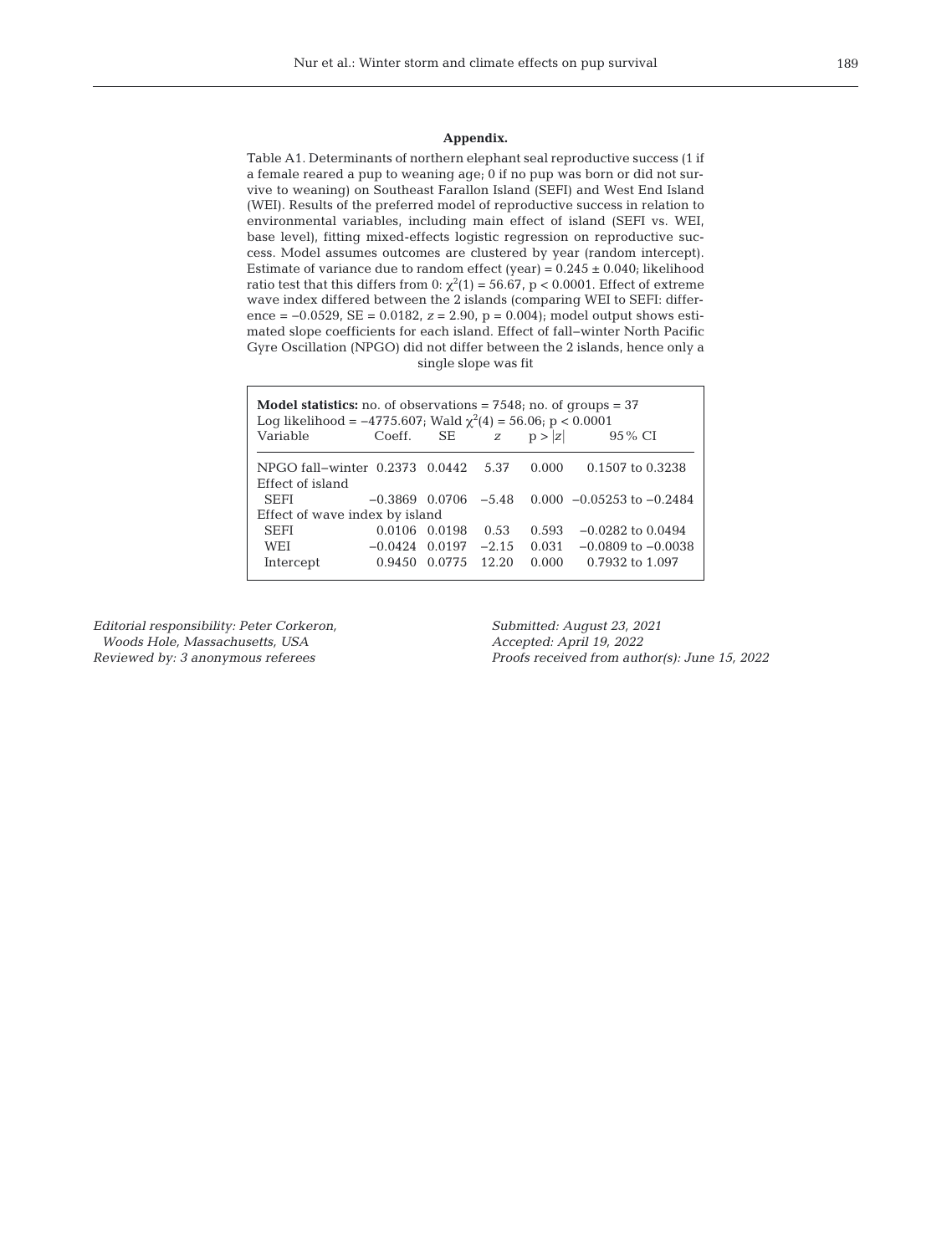## Appendix.

Table A1. Determinants of northern elephant seal reproductive success (1 if a female reared a pup to weaning age; 0 if no pup was born or did not survive to weaning) on Southeast Farallon Island (SEFI) and West End Island (WEI). Results of the preferred model of reproductive success in relation to environmental variables, including main effect of island (SEFI vs. WEI, base level), fitting mixed-effects logistic regression on reproductive success. Model assumes outcomes are clustered by year (random intercept). Estimate of variance due to random effect (year) = 0.245 ± 0.040; likelihood ratio test that this differs from 0: $\chi^2(1) = 56.67$, $p < 0.0001$. Effect of extreme wave index differed between the 2 islands (comparing WEI to SEFI: difference = −0.0529, SE = 0.0182, $z = 2.90$, $p = 0.004$); model output shows estimated slope coefficients for each island. Effect of fall–winter North Pacific Gyre Oscillation (NPGO) did not differ between the 2 islands, hence only a single slope was fit

**Model statistics:** no. of observations = 7548; no. of groups = 37
Log likelihood = −4775.607; Wald $\chi^2(4) = 56.06$; $p < 0.0001$

| Variable | Coeff. | SE | $z$ | $p > \lvert z \rvert$ | 95% CI |
|---|---|---|---|---|---|
| NPGO fall–winter | 0.2373 | 0.0442 | 5.37 | 0.000 | 0.1507 to 0.3238 |
| Effect of island | | | | | |
| SEFI | −0.3869 | 0.0706 | −5.48 | 0.000 | −0.05253 to −0.2484 |
| Effect of wave index by island | | | | | |
| SEFI | 0.0106 | 0.0198 | 0.53 | 0.593 | −0.0282 to 0.0494 |
| WEI | −0.0424 | 0.0197 | −2.15 | 0.031 | −0.0809 to −0.0038 |
| Intercept | 0.9450 | 0.0775 | 12.20 | 0.000 | 0.7932 to 1.097 |

*Editorial responsibility: Peter Corkeron, Woods Hole, Massachusetts, USA*
*Reviewed by: 3 anonymous referees*

*Submitted: August 23, 2021*
*Accepted: April 19, 2022*
*Proofs received from author(s): June 15, 2022*